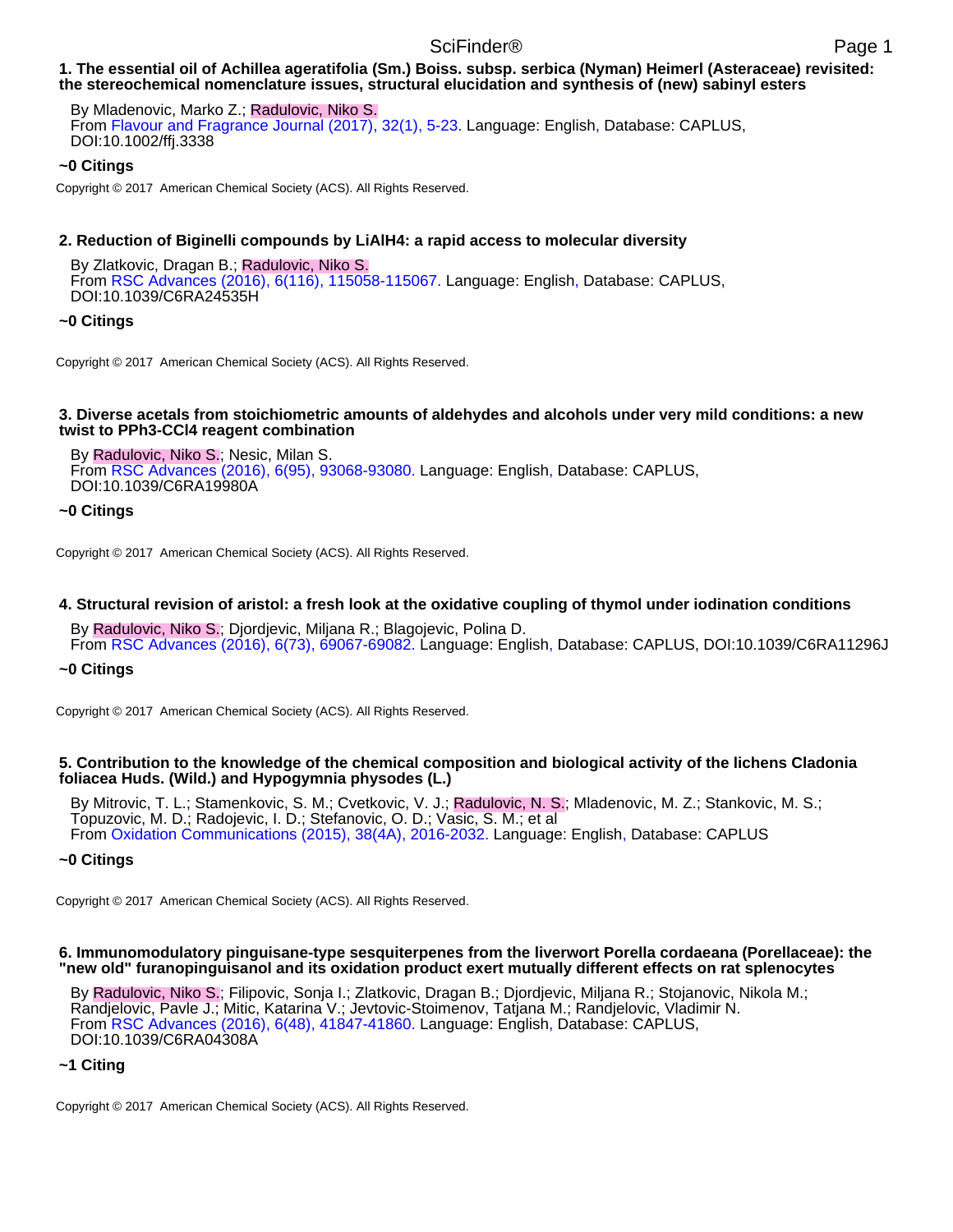**1. The essential oil of Achillea ageratifolia (Sm.) Boiss. subsp. serbica (Nyman) Heimerl (Asteraceae) revisited: the stereochemical nomenclature issues, structural elucidation and synthesis of (new) sabinyl esters**

By Mladenovic, Marko Z.; Radulovic, Niko S.
From Flavour and Fragrance Journal (2017), 32(1), 5-23. Language: English, Database: CAPLUS, DOI:10.1002/ffj.3338

**~0 Citings**

Copyright © 2017 American Chemical Society (ACS). All Rights Reserved.

**2. Reduction of Biginelli compounds by LiAlH4: a rapid access to molecular diversity**

By Zlatkovic, Dragan B.; Radulovic, Niko S.
From RSC Advances (2016), 6(116), 115058-115067. Language: English, Database: CAPLUS, DOI:10.1039/C6RA24535H

**~0 Citings**

Copyright © 2017 American Chemical Society (ACS). All Rights Reserved.

**3. Diverse acetals from stoichiometric amounts of aldehydes and alcohols under very mild conditions: a new twist to PPh3-CCl4 reagent combination**

By Radulovic, Niko S.; Nesic, Milan S.
From RSC Advances (2016), 6(95), 93068-93080. Language: English, Database: CAPLUS, DOI:10.1039/C6RA19980A

**~0 Citings**

Copyright © 2017 American Chemical Society (ACS). All Rights Reserved.

**4. Structural revision of aristol: a fresh look at the oxidative coupling of thymol under iodination conditions**

By Radulovic, Niko S.; Djordjevic, Miljana R.; Blagojevic, Polina D.
From RSC Advances (2016), 6(73), 69067-69082. Language: English, Database: CAPLUS, DOI:10.1039/C6RA11296J

**~0 Citings**

Copyright © 2017 American Chemical Society (ACS). All Rights Reserved.

**5. Contribution to the knowledge of the chemical composition and biological activity of the lichens Cladonia foliacea Huds. (Wild.) and Hypogymnia physodes (L.)**

By Mitrovic, T. L.; Stamenkovic, S. M.; Cvetkovic, V. J.; Radulovic, N. S.; Mladenovic, M. Z.; Stankovic, M. S.; Topuzovic, M. D.; Radojevic, I. D.; Stefanovic, O. D.; Vasic, S. M.; et al
From Oxidation Communications (2015), 38(4A), 2016-2032. Language: English, Database: CAPLUS

**~0 Citings**

Copyright © 2017 American Chemical Society (ACS). All Rights Reserved.

**6. Immunomodulatory pinguisane-type sesquiterpenes from the liverwort Porella cordaeana (Porellaceae): the "new old" furanopinguisanol and its oxidation product exert mutually different effects on rat splenocytes**

By Radulovic, Niko S.; Filipovic, Sonja I.; Zlatkovic, Dragan B.; Djordjevic, Miljana R.; Stojanovic, Nikola M.; Randjelovic, Pavle J.; Mitic, Katarina V.; Jevtovic-Stoimenov, Tatjana M.; Randjelovic, Vladimir N.
From RSC Advances (2016), 6(48), 41847-41860. Language: English, Database: CAPLUS, DOI:10.1039/C6RA04308A

**~1 Citing**

Copyright © 2017 American Chemical Society (ACS). All Rights Reserved.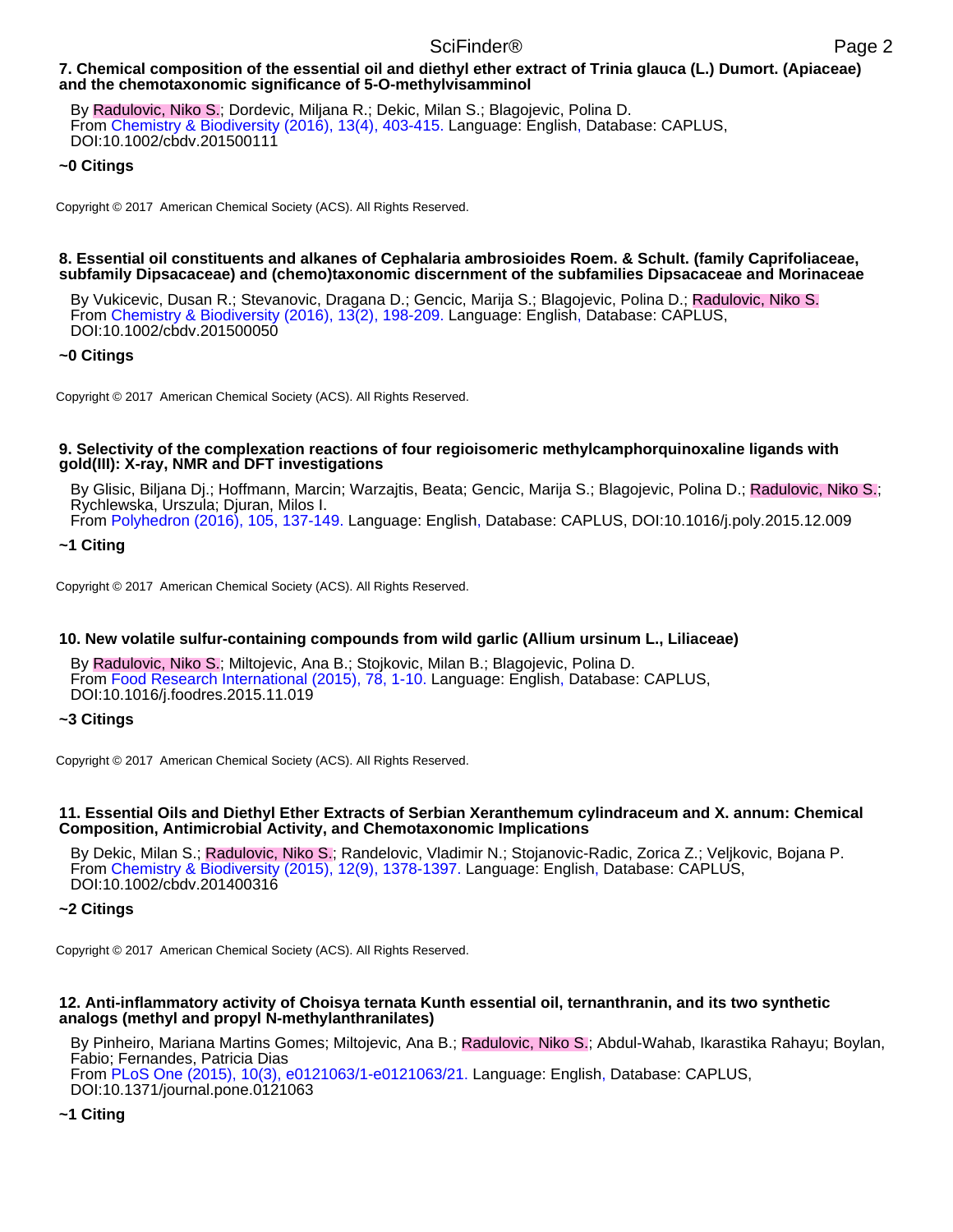**7. Chemical composition of the essential oil and diethyl ether extract of Trinia glauca (L.) Dumort. (Apiaceae) and the chemotaxonomic significance of 5-O-methylvisamminol**

By Radulovic, Niko S.; Dordevic, Miljana R.; Dekic, Milan S.; Blagojevic, Polina D.
From Chemistry & Biodiversity (2016), 13(4), 403-415. Language: English, Database: CAPLUS, DOI:10.1002/cbdv.201500111

**~0 Citings**

Copyright © 2017 American Chemical Society (ACS). All Rights Reserved.

**8. Essential oil constituents and alkanes of Cephalaria ambrosioides Roem. & Schult. (family Caprifoliaceae, subfamily Dipsacaceae) and (chemo)taxonomic discernment of the subfamilies Dipsacaceae and Morinaceae**

By Vukicevic, Dusan R.; Stevanovic, Dragana D.; Gencic, Marija S.; Blagojevic, Polina D.; Radulovic, Niko S.
From Chemistry & Biodiversity (2016), 13(2), 198-209. Language: English, Database: CAPLUS, DOI:10.1002/cbdv.201500050

**~0 Citings**

Copyright © 2017 American Chemical Society (ACS). All Rights Reserved.

**9. Selectivity of the complexation reactions of four regioisomeric methylcamphorquinoxaline ligands with gold(III): X-ray, NMR and DFT investigations**

By Glisic, Biljana Dj.; Hoffmann, Marcin; Warzajtis, Beata; Gencic, Marija S.; Blagojevic, Polina D.; Radulovic, Niko S.; Rychlewska, Urszula; Djuran, Milos I.
From Polyhedron (2016), 105, 137-149. Language: English, Database: CAPLUS, DOI:10.1016/j.poly.2015.12.009

**~1 Citing**

Copyright © 2017 American Chemical Society (ACS). All Rights Reserved.

**10. New volatile sulfur-containing compounds from wild garlic (Allium ursinum L., Liliaceae)**

By Radulovic, Niko S.; Miltojevic, Ana B.; Stojkovic, Milan B.; Blagojevic, Polina D.
From Food Research International (2015), 78, 1-10. Language: English, Database: CAPLUS, DOI:10.1016/j.foodres.2015.11.019

**~3 Citings**

Copyright © 2017 American Chemical Society (ACS). All Rights Reserved.

**11. Essential Oils and Diethyl Ether Extracts of Serbian Xeranthemum cylindraceum and X. annum: Chemical Composition, Antimicrobial Activity, and Chemotaxonomic Implications**

By Dekic, Milan S.; Radulovic, Niko S.; Randelovic, Vladimir N.; Stojanovic-Radic, Zorica Z.; Veljkovic, Bojana P.
From Chemistry & Biodiversity (2015), 12(9), 1378-1397. Language: English, Database: CAPLUS, DOI:10.1002/cbdv.201400316

**~2 Citings**

Copyright © 2017 American Chemical Society (ACS). All Rights Reserved.

**12. Anti-inflammatory activity of Choisya ternata Kunth essential oil, ternanthranin, and its two synthetic analogs (methyl and propyl N-methylanthranilates)**

By Pinheiro, Mariana Martins Gomes; Miltojevic, Ana B.; Radulovic, Niko S.; Abdul-Wahab, Ikarastika Rahayu; Boylan, Fabio; Fernandes, Patricia Dias
From PLoS One (2015), 10(3), e0121063/1-e0121063/21. Language: English, Database: CAPLUS, DOI:10.1371/journal.pone.0121063

**~1 Citing**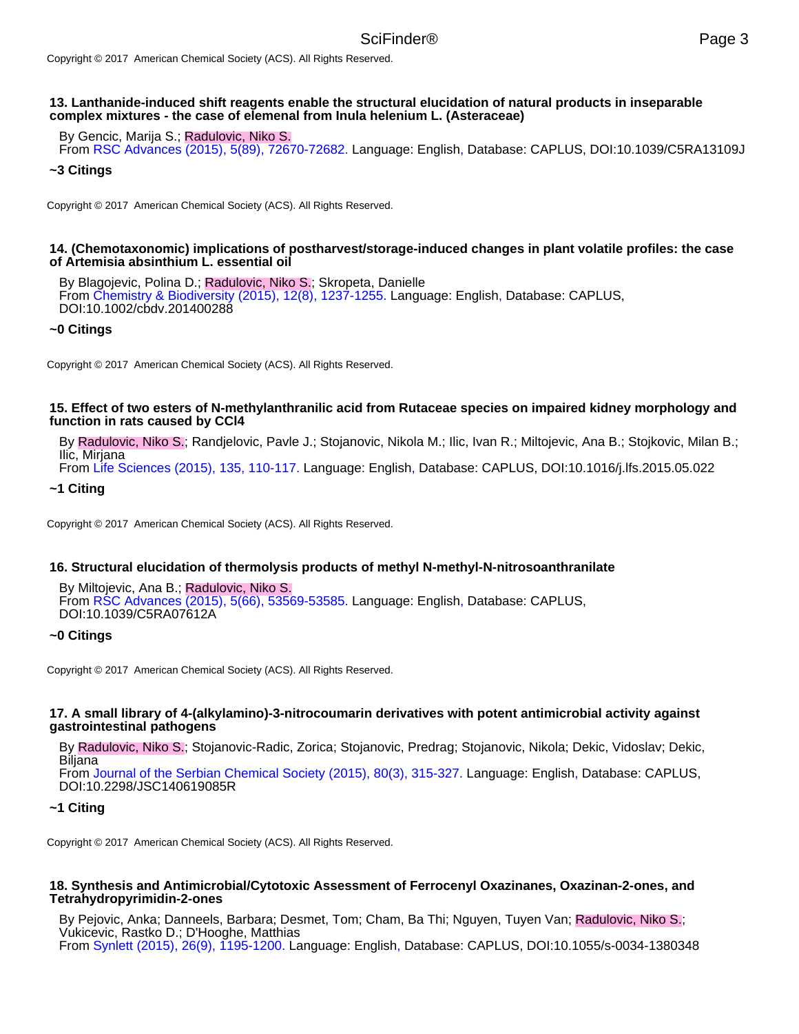### 13. Lanthanide-induced shift reagents enable the structural elucidation of natural products in inseparable complex mixtures - the case of elemenal from Inula helenium L. (Asteraceae)

By Gencic, Marija S.; Radulovic, Niko S.
From RSC Advances (2015), 5(89), 72670-72682. Language: English, Database: CAPLUS, DOI:10.1039/C5RA13109J

**~3 Citings**

### 14. (Chemotaxonomic) implications of postharvest/storage-induced changes in plant volatile profiles: the case of Artemisia absinthium L. essential oil

By Blagojevic, Polina D.; Radulovic, Niko S.; Skropeta, Danielle
From Chemistry & Biodiversity (2015), 12(8), 1237-1255. Language: English, Database: CAPLUS, DOI:10.1002/cbdv.201400288

**~0 Citings**

### 15. Effect of two esters of N-methylanthranilic acid from Rutaceae species on impaired kidney morphology and function in rats caused by $CCl_4$

By Radulovic, Niko S.; Randjelovic, Pavle J.; Stojanovic, Nikola M.; Ilic, Ivan R.; Miltojevic, Ana B.; Stojkovic, Milan B.; Ilic, Mirjana
From Life Sciences (2015), 135, 110-117. Language: English, Database: CAPLUS, DOI:10.1016/j.lfs.2015.05.022

**~1 Citing**

### 16. Structural elucidation of thermolysis products of methyl N-methyl-N-nitrosoanthranilate

By Miltojevic, Ana B.; Radulovic, Niko S.
From RSC Advances (2015), 5(66), 53569-53585. Language: English, Database: CAPLUS, DOI:10.1039/C5RA07612A

**~0 Citings**

### 17. A small library of 4-(alkylamino)-3-nitrocoumarin derivatives with potent antimicrobial activity against gastrointestinal pathogens

By Radulovic, Niko S.; Stojanovic-Radic, Zorica; Stojanovic, Predrag; Stojanovic, Nikola; Dekic, Vidoslav; Dekic, Biljana
From Journal of the Serbian Chemical Society (2015), 80(3), 315-327. Language: English, Database: CAPLUS, DOI:10.2298/JSC140619085R

**~1 Citing**

### 18. Synthesis and Antimicrobial/Cytotoxic Assessment of Ferrocenyl Oxazinanes, Oxazinan-2-ones, and Tetrahydropyrimidin-2-ones

By Pejovic, Anka; Danneels, Barbara; Desmet, Tom; Cham, Ba Thi; Nguyen, Tuyen Van; Radulovic, Niko S.; Vukicevic, Rastko D.; D'Hooghe, Matthias
From Synlett (2015), 26(9), 1195-1200. Language: English, Database: CAPLUS, DOI:10.1055/s-0034-1380348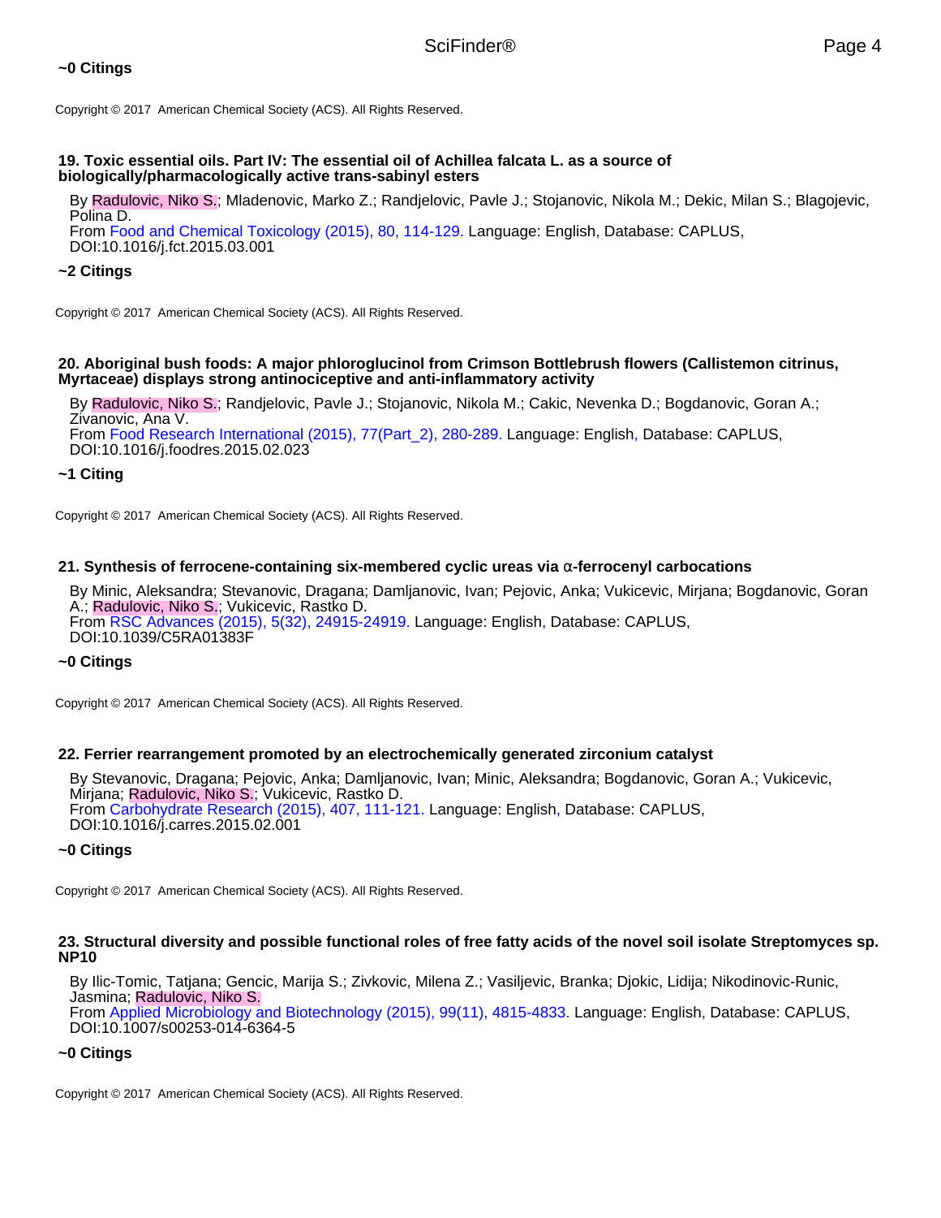**~0 Citings**

Copyright © 2017 American Chemical Society (ACS). All Rights Reserved.

**19. Toxic essential oils. Part IV: The essential oil of Achillea falcata L. as a source of biologically/pharmacologically active trans-sabinyl esters**

By Radulovic, Niko S.; Mladenovic, Marko Z.; Randjelovic, Pavle J.; Stojanovic, Nikola M.; Dekic, Milan S.; Blagojevic, Polina D.
From Food and Chemical Toxicology (2015), 80, 114-129. Language: English, Database: CAPLUS, DOI:10.1016/j.fct.2015.03.001

**~2 Citings**

Copyright © 2017 American Chemical Society (ACS). All Rights Reserved.

**20. Aboriginal bush foods: A major phloroglucinol from Crimson Bottlebrush flowers (Callistemon citrinus, Myrtaceae) displays strong antinociceptive and anti-inflammatory activity**

By Radulovic, Niko S.; Randjelovic, Pavle J.; Stojanovic, Nikola M.; Cakic, Nevenka D.; Bogdanovic, Goran A.; Zivanovic, Ana V.
From Food Research International (2015), 77(Part_2), 280-289. Language: English, Database: CAPLUS, DOI:10.1016/j.foodres.2015.02.023

**~1 Citing**

Copyright © 2017 American Chemical Society (ACS). All Rights Reserved.

**21. Synthesis of ferrocene-containing six-membered cyclic ureas via α-ferrocenyl carbocations**

By Minic, Aleksandra; Stevanovic, Dragana; Damljanovic, Ivan; Pejovic, Anka; Vukicevic, Mirjana; Bogdanovic, Goran A.; Radulovic, Niko S.; Vukicevic, Rastko D.
From RSC Advances (2015), 5(32), 24915-24919. Language: English, Database: CAPLUS, DOI:10.1039/C5RA01383F

**~0 Citings**

Copyright © 2017 American Chemical Society (ACS). All Rights Reserved.

**22. Ferrier rearrangement promoted by an electrochemically generated zirconium catalyst**

By Stevanovic, Dragana; Pejovic, Anka; Damljanovic, Ivan; Minic, Aleksandra; Bogdanovic, Goran A.; Vukicevic, Mirjana; Radulovic, Niko S.; Vukicevic, Rastko D.
From Carbohydrate Research (2015), 407, 111-121. Language: English, Database: CAPLUS, DOI:10.1016/j.carres.2015.02.001

**~0 Citings**

Copyright © 2017 American Chemical Society (ACS). All Rights Reserved.

**23. Structural diversity and possible functional roles of free fatty acids of the novel soil isolate Streptomyces sp. NP10**

By Ilic-Tomic, Tatjana; Gencic, Marija S.; Zivkovic, Milena Z.; Vasiljevic, Branka; Djokic, Lidija; Nikodinovic-Runic, Jasmina; Radulovic, Niko S.
From Applied Microbiology and Biotechnology (2015), 99(11), 4815-4833. Language: English, Database: CAPLUS, DOI:10.1007/s00253-014-6364-5

**~0 Citings**

Copyright © 2017 American Chemical Society (ACS). All Rights Reserved.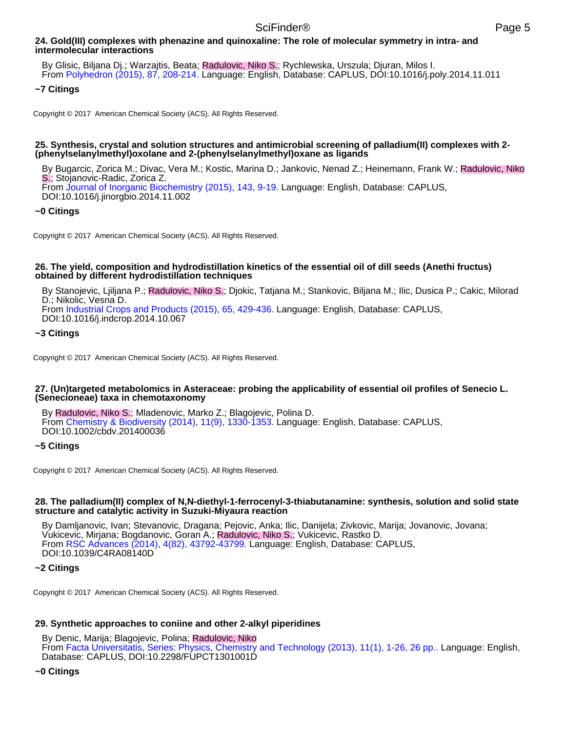**24. Gold(III) complexes with phenazine and quinoxaline: The role of molecular symmetry in intra- and intermolecular interactions**

By Glisic, Biljana Dj.; Warzajtis, Beata; Radulovic, Niko S.; Rychlewska, Urszula; Djuran, Milos I.
From Polyhedron (2015), 87, 208-214. Language: English, Database: CAPLUS, DOI:10.1016/j.poly.2014.11.011

**~7 Citings**

Copyright © 2017 American Chemical Society (ACS). All Rights Reserved.

**25. Synthesis, crystal and solution structures and antimicrobial screening of palladium(II) complexes with 2-(phenylselanylmethyl)oxolane and 2-(phenylselanylmethyl)oxane as ligands**

By Bugarcic, Zorica M.; Divac, Vera M.; Kostic, Marina D.; Jankovic, Nenad Z.; Heinemann, Frank W.; Radulovic, Niko S.; Stojanovic-Radic, Zorica Z.
From Journal of Inorganic Biochemistry (2015), 143, 9-19. Language: English, Database: CAPLUS, DOI:10.1016/j.jinorgbio.2014.11.002

**~0 Citings**

Copyright © 2017 American Chemical Society (ACS). All Rights Reserved.

**26. The yield, composition and hydrodistillation kinetics of the essential oil of dill seeds (Anethi fructus) obtained by different hydrodistillation techniques**

By Stanojevic, Ljiljana P.; Radulovic, Niko S.; Djokic, Tatjana M.; Stankovic, Biljana M.; Ilic, Dusica P.; Cakic, Milorad D.; Nikolic, Vesna D.
From Industrial Crops and Products (2015), 65, 429-436. Language: English, Database: CAPLUS, DOI:10.1016/j.indcrop.2014.10.067

**~3 Citings**

Copyright © 2017 American Chemical Society (ACS). All Rights Reserved.

**27. (Un)targeted metabolomics in Asteraceae: probing the applicability of essential oil profiles of Senecio L. (Senecioneae) taxa in chemotaxonomy**

By Radulovic, Niko S.; Mladenovic, Marko Z.; Blagojevic, Polina D.
From Chemistry & Biodiversity (2014), 11(9), 1330-1353. Language: English, Database: CAPLUS, DOI:10.1002/cbdv.201400036

**~5 Citings**

Copyright © 2017 American Chemical Society (ACS). All Rights Reserved.

**28. The palladium(II) complex of N,N-diethyl-1-ferrocenyl-3-thiabutanamine: synthesis, solution and solid state structure and catalytic activity in Suzuki-Miyaura reaction**

By Damljanovic, Ivan; Stevanovic, Dragana; Pejovic, Anka; Ilic, Danijela; Zivkovic, Marija; Jovanovic, Jovana; Vukicevic, Mirjana; Bogdanovic, Goran A.; Radulovic, Niko S.; Vukicevic, Rastko D.
From RSC Advances (2014), 4(82), 43792-43799. Language: English, Database: CAPLUS, DOI:10.1039/C4RA08140D

**~2 Citings**

Copyright © 2017 American Chemical Society (ACS). All Rights Reserved.

**29. Synthetic approaches to coniine and other 2-alkyl piperidines**

By Denic, Marija; Blagojevic, Polina; Radulovic, Niko
From Facta Universitatis, Series: Physics, Chemistry and Technology (2013), 11(1), 1-26, 26 pp.. Language: English, Database: CAPLUS, DOI:10.2298/FUPCT1301001D

**~0 Citings**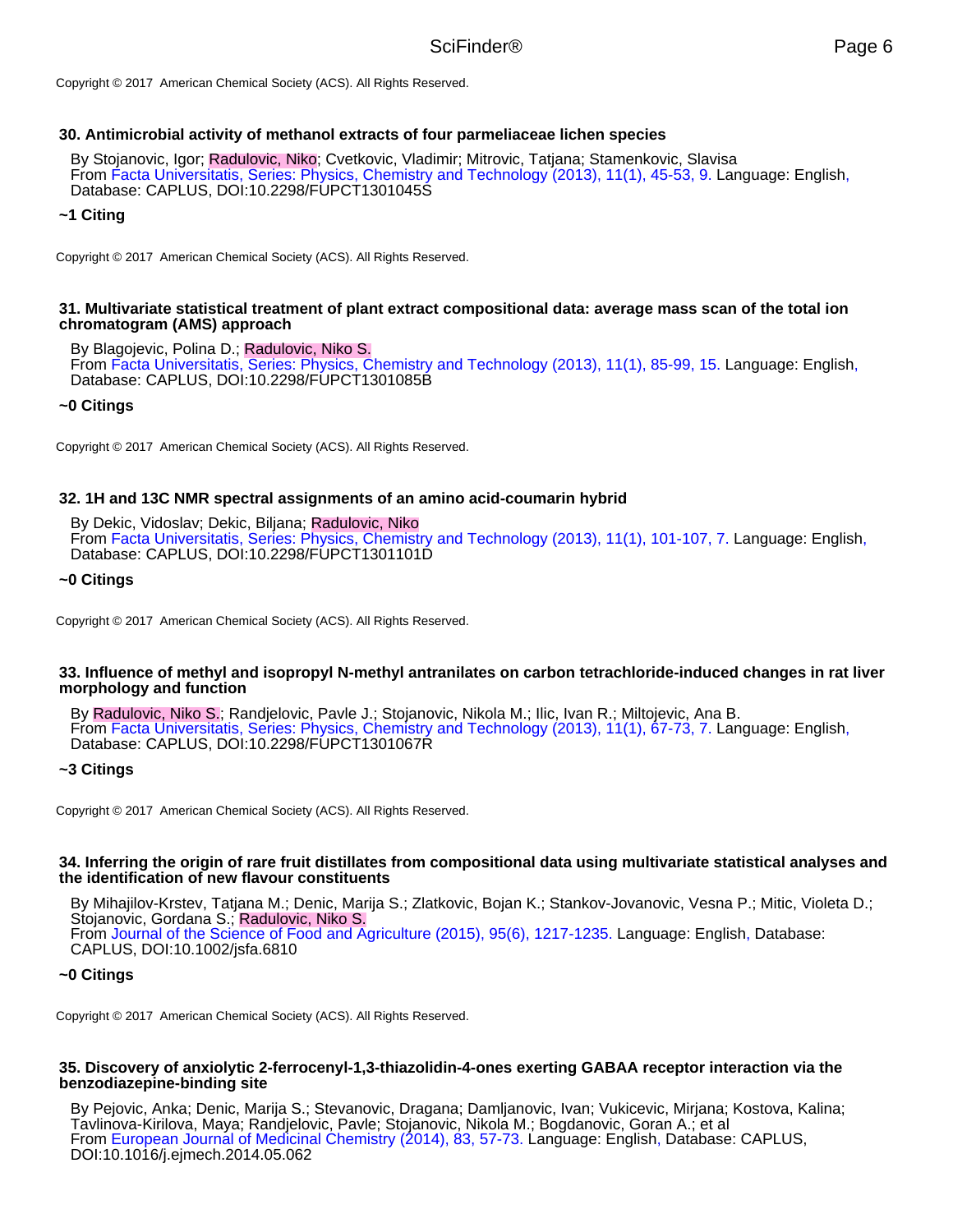Copyright © 2017 American Chemical Society (ACS). All Rights Reserved.

### 30. Antimicrobial activity of methanol extracts of four parmeliaceae lichen species

By Stojanovic, Igor; Radulovic, Niko; Cvetkovic, Vladimir; Mitrovic, Tatjana; Stamenkovic, Slavisa
From Facta Universitatis, Series: Physics, Chemistry and Technology (2013), 11(1), 45-53, 9. Language: English, Database: CAPLUS, DOI:10.2298/FUPCT1301045S

**~1 Citing**

Copyright © 2017 American Chemical Society (ACS). All Rights Reserved.

### 31. Multivariate statistical treatment of plant extract compositional data: average mass scan of the total ion chromatogram (AMS) approach

By Blagojevic, Polina D.; Radulovic, Niko S.
From Facta Universitatis, Series: Physics, Chemistry and Technology (2013), 11(1), 85-99, 15. Language: English, Database: CAPLUS, DOI:10.2298/FUPCT1301085B

**~0 Citings**

Copyright © 2017 American Chemical Society (ACS). All Rights Reserved.

### 32. 1H and 13C NMR spectral assignments of an amino acid-coumarin hybrid

By Dekic, Vidoslav; Dekic, Biljana; Radulovic, Niko
From Facta Universitatis, Series: Physics, Chemistry and Technology (2013), 11(1), 101-107, 7. Language: English, Database: CAPLUS, DOI:10.2298/FUPCT1301101D

**~0 Citings**

Copyright © 2017 American Chemical Society (ACS). All Rights Reserved.

### 33. Influence of methyl and isopropyl N-methyl antranilates on carbon tetrachloride-induced changes in rat liver morphology and function

By Radulovic, Niko S.; Randjelovic, Pavle J.; Stojanovic, Nikola M.; Ilic, Ivan R.; Miltojevic, Ana B.
From Facta Universitatis, Series: Physics, Chemistry and Technology (2013), 11(1), 67-73, 7. Language: English, Database: CAPLUS, DOI:10.2298/FUPCT1301067R

**~3 Citings**

Copyright © 2017 American Chemical Society (ACS). All Rights Reserved.

### 34. Inferring the origin of rare fruit distillates from compositional data using multivariate statistical analyses and the identification of new flavour constituents

By Mihajilov-Krstev, Tatjana M.; Denic, Marija S.; Zlatkovic, Bojan K.; Stankov-Jovanovic, Vesna P.; Mitic, Violeta D.; Stojanovic, Gordana S.; Radulovic, Niko S.
From Journal of the Science of Food and Agriculture (2015), 95(6), 1217-1235. Language: English, Database: CAPLUS, DOI:10.1002/jsfa.6810

**~0 Citings**

Copyright © 2017 American Chemical Society (ACS). All Rights Reserved.

### 35. Discovery of anxiolytic 2-ferrocenyl-1,3-thiazolidin-4-ones exerting GABAA receptor interaction via the benzodiazepine-binding site

By Pejovic, Anka; Denic, Marija S.; Stevanovic, Dragana; Damljanovic, Ivan; Vukicevic, Mirjana; Kostova, Kalina; Tavlinova-Kirilova, Maya; Randjelovic, Pavle; Stojanovic, Nikola M.; Bogdanovic, Goran A.; et al
From European Journal of Medicinal Chemistry (2014), 83, 57-73. Language: English, Database: CAPLUS, DOI:10.1016/j.ejmech.2014.05.062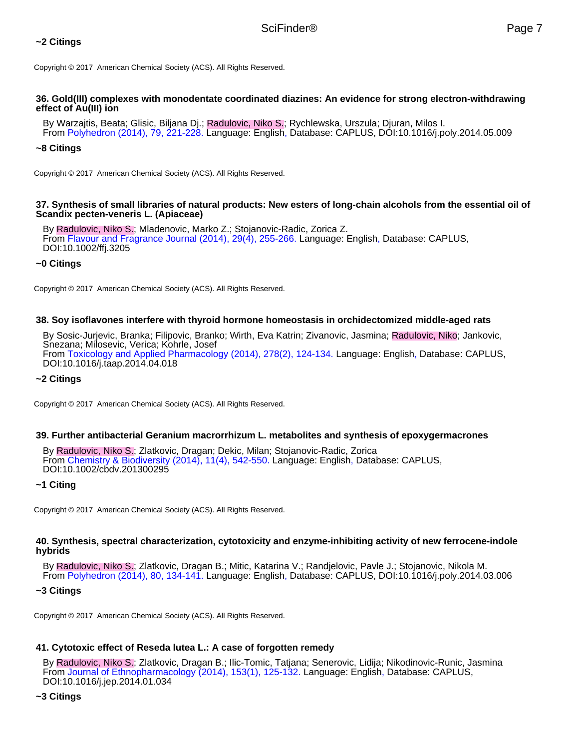**~2 Citings**

Copyright © 2017 American Chemical Society (ACS). All Rights Reserved.

**36. Gold(III) complexes with monodentate coordinated diazines: An evidence for strong electron-withdrawing effect of Au(III) ion**

By Warzajtis, Beata; Glisic, Biljana Dj.; Radulovic, Niko S.; Rychlewska, Urszula; Djuran, Milos I.
From Polyhedron (2014), 79, 221-228. Language: English, Database: CAPLUS, DOI:10.1016/j.poly.2014.05.009

**~8 Citings**

Copyright © 2017 American Chemical Society (ACS). All Rights Reserved.

**37. Synthesis of small libraries of natural products: New esters of long-chain alcohols from the essential oil of Scandix pecten-veneris L. (Apiaceae)**

By Radulovic, Niko S.; Mladenovic, Marko Z.; Stojanovic-Radic, Zorica Z.
From Flavour and Fragrance Journal (2014), 29(4), 255-266. Language: English, Database: CAPLUS, DOI:10.1002/ffj.3205

**~0 Citings**

Copyright © 2017 American Chemical Society (ACS). All Rights Reserved.

**38. Soy isoflavones interfere with thyroid hormone homeostasis in orchidectomized middle-aged rats**

By Sosic-Jurjevic, Branka; Filipovic, Branko; Wirth, Eva Katrin; Zivanovic, Jasmina; Radulovic, Niko; Jankovic, Snezana; Milosevic, Verica; Kohrle, Josef
From Toxicology and Applied Pharmacology (2014), 278(2), 124-134. Language: English, Database: CAPLUS, DOI:10.1016/j.taap.2014.04.018

**~2 Citings**

Copyright © 2017 American Chemical Society (ACS). All Rights Reserved.

**39. Further antibacterial Geranium macrorrhizum L. metabolites and synthesis of epoxygermacrones**

By Radulovic, Niko S.; Zlatkovic, Dragan; Dekic, Milan; Stojanovic-Radic, Zorica
From Chemistry & Biodiversity (2014), 11(4), 542-550. Language: English, Database: CAPLUS, DOI:10.1002/cbdv.201300295

**~1 Citing**

Copyright © 2017 American Chemical Society (ACS). All Rights Reserved.

**40. Synthesis, spectral characterization, cytotoxicity and enzyme-inhibiting activity of new ferrocene-indole hybrids**

By Radulovic, Niko S.; Zlatkovic, Dragan B.; Mitic, Katarina V.; Randjelovic, Pavle J.; Stojanovic, Nikola M.
From Polyhedron (2014), 80, 134-141. Language: English, Database: CAPLUS, DOI:10.1016/j.poly.2014.03.006

**~3 Citings**

Copyright © 2017 American Chemical Society (ACS). All Rights Reserved.

**41. Cytotoxic effect of Reseda lutea L.: A case of forgotten remedy**

By Radulovic, Niko S.; Zlatkovic, Dragan B.; Ilic-Tomic, Tatjana; Senerovic, Lidija; Nikodinovic-Runic, Jasmina
From Journal of Ethnopharmacology (2014), 153(1), 125-132. Language: English, Database: CAPLUS, DOI:10.1016/j.jep.2014.01.034

**~3 Citings**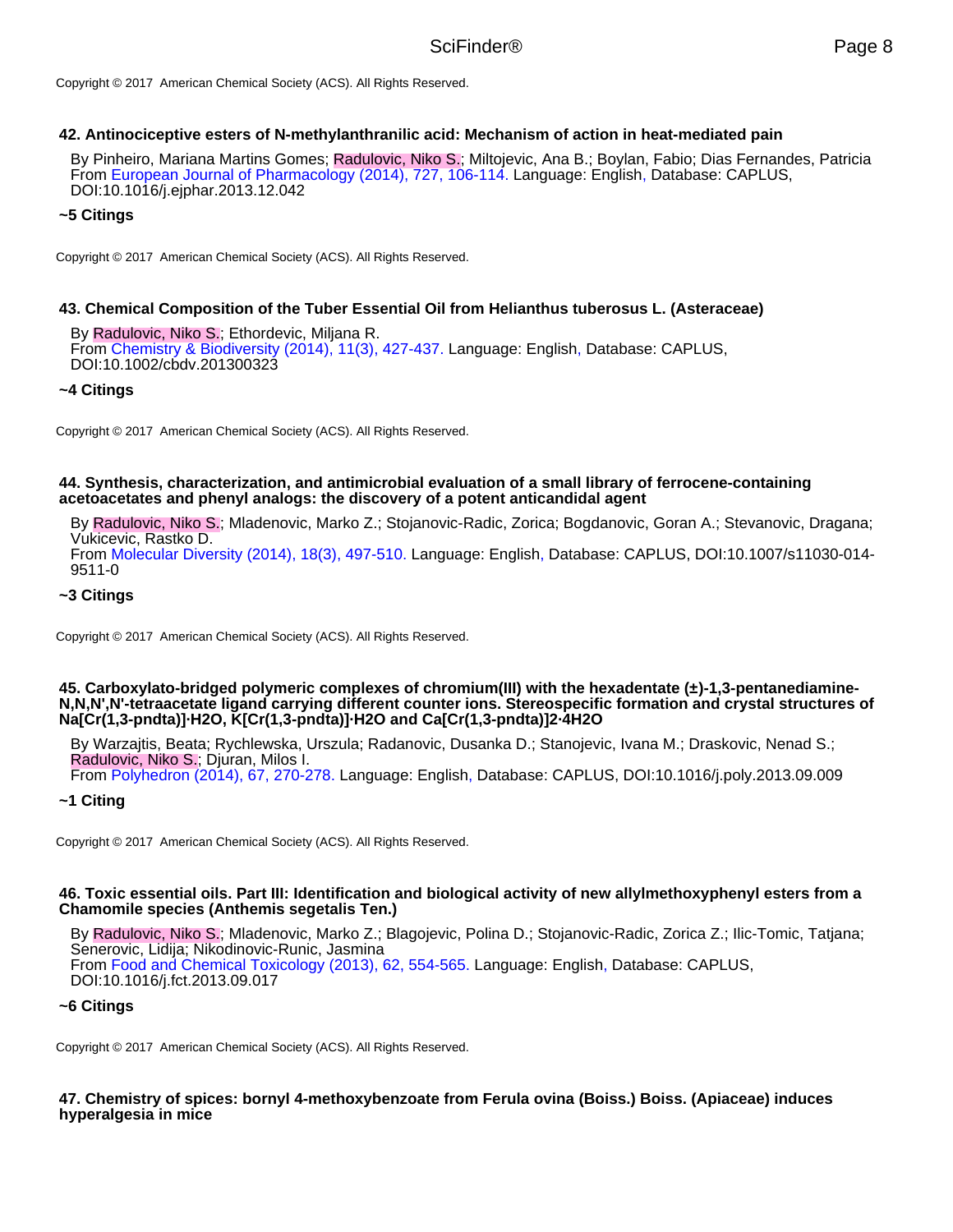Copyright © 2017 American Chemical Society (ACS). All Rights Reserved.

**42. Antinociceptive esters of N-methylanthranilic acid: Mechanism of action in heat-mediated pain**

By Pinheiro, Mariana Martins Gomes; Radulovic, Niko S.; Miltojevic, Ana B.; Boylan, Fabio; Dias Fernandes, Patricia
From European Journal of Pharmacology (2014), 727, 106-114. Language: English, Database: CAPLUS, DOI:10.1016/j.ejphar.2013.12.042

**~5 Citings**

Copyright © 2017 American Chemical Society (ACS). All Rights Reserved.

**43. Chemical Composition of the Tuber Essential Oil from Helianthus tuberosus L. (Asteraceae)**

By Radulovic, Niko S.; Ethordevic, Miljana R.
From Chemistry & Biodiversity (2014), 11(3), 427-437. Language: English, Database: CAPLUS, DOI:10.1002/cbdv.201300323

**~4 Citings**

Copyright © 2017 American Chemical Society (ACS). All Rights Reserved.

**44. Synthesis, characterization, and antimicrobial evaluation of a small library of ferrocene-containing acetoacetates and phenyl analogs: the discovery of a potent anticandidal agent**

By Radulovic, Niko S.; Mladenovic, Marko Z.; Stojanovic-Radic, Zorica; Bogdanovic, Goran A.; Stevanovic, Dragana; Vukicevic, Rastko D.
From Molecular Diversity (2014), 18(3), 497-510. Language: English, Database: CAPLUS, DOI:10.1007/s11030-014-9511-0

**~3 Citings**

Copyright © 2017 American Chemical Society (ACS). All Rights Reserved.

**45. Carboxylato-bridged polymeric complexes of chromium(III) with the hexadentate (±)-1,3-pentanediamine-N,N,N',N'-tetraacetate ligand carrying different counter ions. Stereospecific formation and crystal structures of Na[Cr(1,3-pndta)]·H2O, K[Cr(1,3-pndta)]·H2O and Ca[Cr(1,3-pndta)]2·4H2O**

By Warzajtis, Beata; Rychlewska, Urszula; Radanovic, Dusanka D.; Stanojevic, Ivana M.; Draskovic, Nenad S.; Radulovic, Niko S.; Djuran, Milos I.
From Polyhedron (2014), 67, 270-278. Language: English, Database: CAPLUS, DOI:10.1016/j.poly.2013.09.009

**~1 Citing**

Copyright © 2017 American Chemical Society (ACS). All Rights Reserved.

**46. Toxic essential oils. Part III: Identification and biological activity of new allylmethoxyphenyl esters from a Chamomile species (Anthemis segetalis Ten.)**

By Radulovic, Niko S.; Mladenovic, Marko Z.; Blagojevic, Polina D.; Stojanovic-Radic, Zorica Z.; Ilic-Tomic, Tatjana; Senerovic, Lidija; Nikodinovic-Runic, Jasmina
From Food and Chemical Toxicology (2013), 62, 554-565. Language: English, Database: CAPLUS, DOI:10.1016/j.fct.2013.09.017

**~6 Citings**

Copyright © 2017 American Chemical Society (ACS). All Rights Reserved.

**47. Chemistry of spices: bornyl 4-methoxybenzoate from Ferula ovina (Boiss.) Boiss. (Apiaceae) induces hyperalgesia in mice**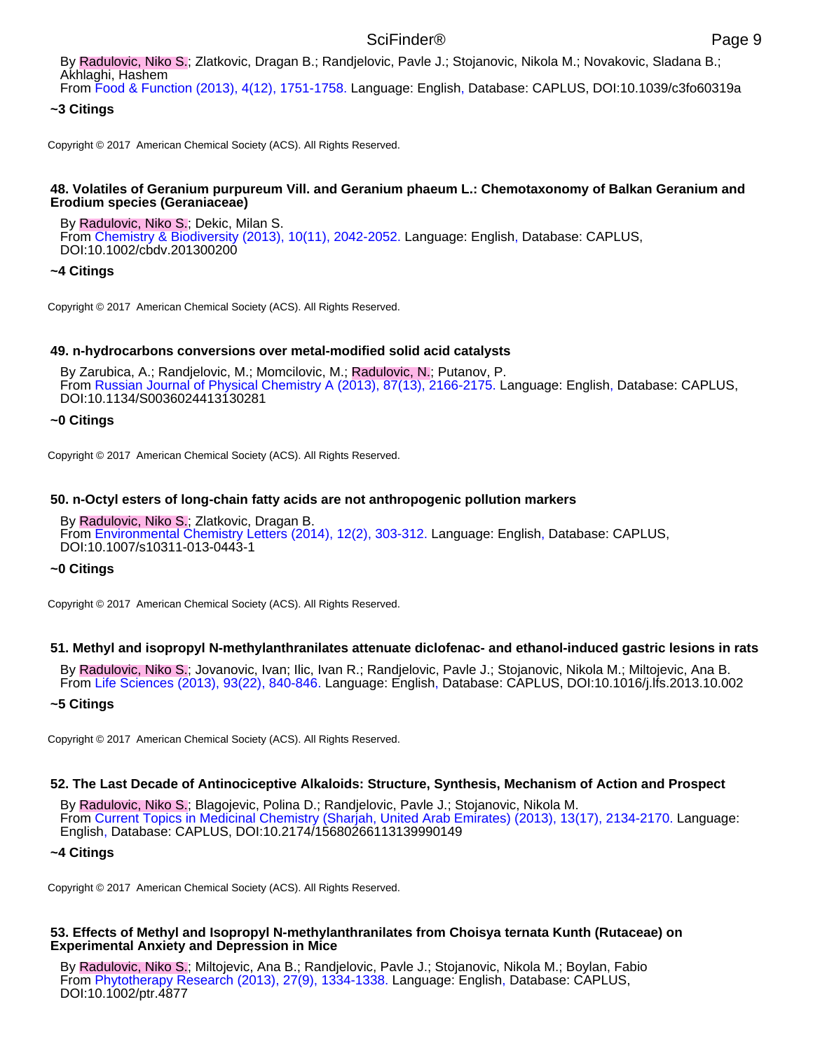By Radulovic, Niko S.; Zlatkovic, Dragan B.; Randjelovic, Pavle J.; Stojanovic, Nikola M.; Novakovic, Sladana B.; Akhlaghi, Hashem
From Food & Function (2013), 4(12), 1751-1758. Language: English, Database: CAPLUS, DOI:10.1039/c3fo60319a

**~3 Citings**

Copyright © 2017 American Chemical Society (ACS). All Rights Reserved.

**48. Volatiles of Geranium purpureum Vill. and Geranium phaeum L.: Chemotaxonomy of Balkan Geranium and Erodium species (Geraniaceae)**

By Radulovic, Niko S.; Dekic, Milan S.
From Chemistry & Biodiversity (2013), 10(11), 2042-2052. Language: English, Database: CAPLUS, DOI:10.1002/cbdv.201300200

**~4 Citings**

Copyright © 2017 American Chemical Society (ACS). All Rights Reserved.

**49. n-hydrocarbons conversions over metal-modified solid acid catalysts**

By Zarubica, A.; Randjelovic, M.; Momcilovic, M.; Radulovic, N.; Putanov, P.
From Russian Journal of Physical Chemistry A (2013), 87(13), 2166-2175. Language: English, Database: CAPLUS, DOI:10.1134/S0036024413130281

**~0 Citings**

Copyright © 2017 American Chemical Society (ACS). All Rights Reserved.

**50. n-Octyl esters of long-chain fatty acids are not anthropogenic pollution markers**

By Radulovic, Niko S.; Zlatkovic, Dragan B.
From Environmental Chemistry Letters (2014), 12(2), 303-312. Language: English, Database: CAPLUS, DOI:10.1007/s10311-013-0443-1

**~0 Citings**

Copyright © 2017 American Chemical Society (ACS). All Rights Reserved.

**51. Methyl and isopropyl N-methylanthranilates attenuate diclofenac- and ethanol-induced gastric lesions in rats**

By Radulovic, Niko S.; Jovanovic, Ivan; Ilic, Ivan R.; Randjelovic, Pavle J.; Stojanovic, Nikola M.; Miltojevic, Ana B.
From Life Sciences (2013), 93(22), 840-846. Language: English, Database: CAPLUS, DOI:10.1016/j.lfs.2013.10.002

**~5 Citings**

Copyright © 2017 American Chemical Society (ACS). All Rights Reserved.

**52. The Last Decade of Antinociceptive Alkaloids: Structure, Synthesis, Mechanism of Action and Prospect**

By Radulovic, Niko S.; Blagojevic, Polina D.; Randjelovic, Pavle J.; Stojanovic, Nikola M.
From Current Topics in Medicinal Chemistry (Sharjah, United Arab Emirates) (2013), 13(17), 2134-2170. Language: English, Database: CAPLUS, DOI:10.2174/15680266113139990149

**~4 Citings**

Copyright © 2017 American Chemical Society (ACS). All Rights Reserved.

**53. Effects of Methyl and Isopropyl N-methylanthranilates from Choisya ternata Kunth (Rutaceae) on Experimental Anxiety and Depression in Mice**

By Radulovic, Niko S.; Miltojevic, Ana B.; Randjelovic, Pavle J.; Stojanovic, Nikola M.; Boylan, Fabio
From Phytotherapy Research (2013), 27(9), 1334-1338. Language: English, Database: CAPLUS, DOI:10.1002/ptr.4877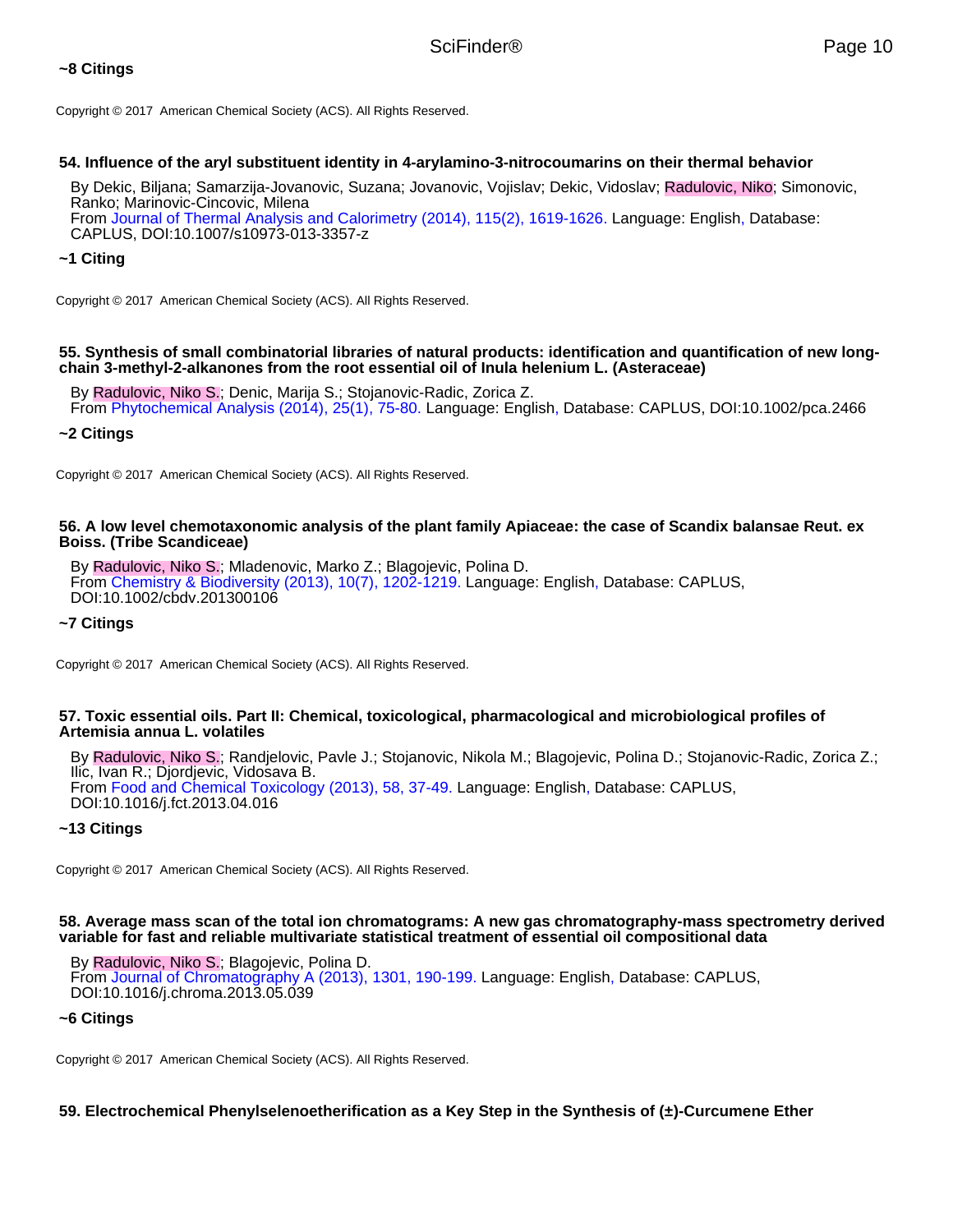**~8 Citings**

Copyright © 2017 American Chemical Society (ACS). All Rights Reserved.

**54. Influence of the aryl substituent identity in 4-arylamino-3-nitrocoumarins on their thermal behavior**

By Dekic, Biljana; Samarzija-Jovanovic, Suzana; Jovanovic, Vojislav; Dekic, Vidoslav; Radulovic, Niko; Simonovic, Ranko; Marinovic-Cincovic, Milena
From Journal of Thermal Analysis and Calorimetry (2014), 115(2), 1619-1626. Language: English, Database: CAPLUS, DOI:10.1007/s10973-013-3357-z

**~1 Citing**

Copyright © 2017 American Chemical Society (ACS). All Rights Reserved.

**55. Synthesis of small combinatorial libraries of natural products: identification and quantification of new long-chain 3-methyl-2-alkanones from the root essential oil of Inula helenium L. (Asteraceae)**

By Radulovic, Niko S.; Denic, Marija S.; Stojanovic-Radic, Zorica Z.
From Phytochemical Analysis (2014), 25(1), 75-80. Language: English, Database: CAPLUS, DOI:10.1002/pca.2466

**~2 Citings**

Copyright © 2017 American Chemical Society (ACS). All Rights Reserved.

**56. A low level chemotaxonomic analysis of the plant family Apiaceae: the case of Scandix balansae Reut. ex Boiss. (Tribe Scandiceae)**

By Radulovic, Niko S.; Mladenovic, Marko Z.; Blagojevic, Polina D.
From Chemistry & Biodiversity (2013), 10(7), 1202-1219. Language: English, Database: CAPLUS, DOI:10.1002/cbdv.201300106

**~7 Citings**

Copyright © 2017 American Chemical Society (ACS). All Rights Reserved.

**57. Toxic essential oils. Part II: Chemical, toxicological, pharmacological and microbiological profiles of Artemisia annua L. volatiles**

By Radulovic, Niko S.; Randjelovic, Pavle J.; Stojanovic, Nikola M.; Blagojevic, Polina D.; Stojanovic-Radic, Zorica Z.; Ilic, Ivan R.; Djordjevic, Vidosava B.
From Food and Chemical Toxicology (2013), 58, 37-49. Language: English, Database: CAPLUS, DOI:10.1016/j.fct.2013.04.016

**~13 Citings**

Copyright © 2017 American Chemical Society (ACS). All Rights Reserved.

**58. Average mass scan of the total ion chromatograms: A new gas chromatography-mass spectrometry derived variable for fast and reliable multivariate statistical treatment of essential oil compositional data**

By Radulovic, Niko S.; Blagojevic, Polina D.
From Journal of Chromatography A (2013), 1301, 190-199. Language: English, Database: CAPLUS, DOI:10.1016/j.chroma.2013.05.039

**~6 Citings**

Copyright © 2017 American Chemical Society (ACS). All Rights Reserved.

**59. Electrochemical Phenylselenoetherification as a Key Step in the Synthesis of (±)-Curcumene Ether**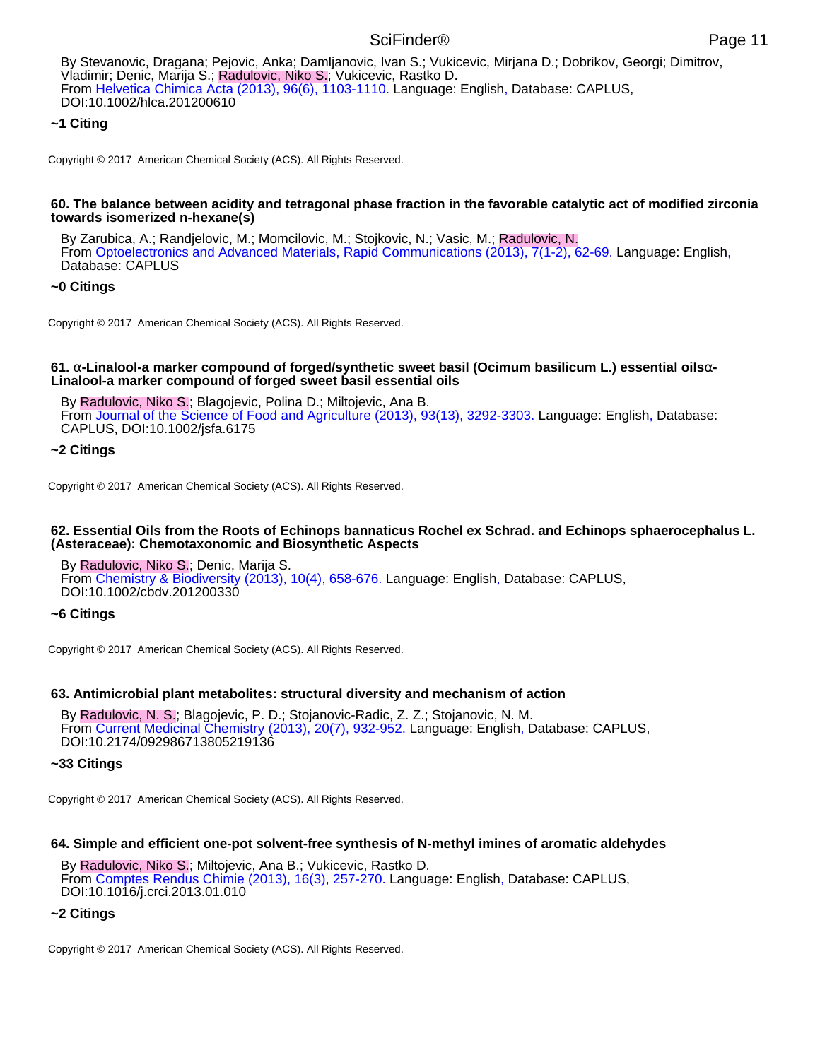By Stevanovic, Dragana; Pejovic, Anka; Damljanovic, Ivan S.; Vukicevic, Mirjana D.; Dobrikov, Georgi; Dimitrov, Vladimir; Denic, Marija S.; Radulovic, Niko S.; Vukicevic, Rastko D.
From Helvetica Chimica Acta (2013), 96(6), 1103-1110. Language: English, Database: CAPLUS, DOI:10.1002/hlca.201200610

**~1 Citing**

Copyright © 2017 American Chemical Society (ACS). All Rights Reserved.

**60. The balance between acidity and tetragonal phase fraction in the favorable catalytic act of modified zirconia towards isomerized n-hexane(s)**

By Zarubica, A.; Randjelovic, M.; Momcilovic, M.; Stojkovic, N.; Vasic, M.; Radulovic, N.
From Optoelectronics and Advanced Materials, Rapid Communications (2013), 7(1-2), 62-69. Language: English, Database: CAPLUS

**~0 Citings**

Copyright © 2017 American Chemical Society (ACS). All Rights Reserved.

**61. α-Linalool-a marker compound of forged/synthetic sweet basil (Ocimum basilicum L.) essential oilsα-Linalool-a marker compound of forged sweet basil essential oils**

By Radulovic, Niko S.; Blagojevic, Polina D.; Miltojevic, Ana B.
From Journal of the Science of Food and Agriculture (2013), 93(13), 3292-3303. Language: English, Database: CAPLUS, DOI:10.1002/jsfa.6175

**~2 Citings**

Copyright © 2017 American Chemical Society (ACS). All Rights Reserved.

**62. Essential Oils from the Roots of Echinops bannaticus Rochel ex Schrad. and Echinops sphaerocephalus L. (Asteraceae): Chemotaxonomic and Biosynthetic Aspects**

By Radulovic, Niko S.; Denic, Marija S.
From Chemistry & Biodiversity (2013), 10(4), 658-676. Language: English, Database: CAPLUS, DOI:10.1002/cbdv.201200330

**~6 Citings**

Copyright © 2017 American Chemical Society (ACS). All Rights Reserved.

**63. Antimicrobial plant metabolites: structural diversity and mechanism of action**

By Radulovic, N. S.; Blagojevic, P. D.; Stojanovic-Radic, Z. Z.; Stojanovic, N. M.
From Current Medicinal Chemistry (2013), 20(7), 932-952. Language: English, Database: CAPLUS, DOI:10.2174/092986713805219136

**~33 Citings**

Copyright © 2017 American Chemical Society (ACS). All Rights Reserved.

**64. Simple and efficient one-pot solvent-free synthesis of N-methyl imines of aromatic aldehydes**

By Radulovic, Niko S.; Miltojevic, Ana B.; Vukicevic, Rastko D.
From Comptes Rendus Chimie (2013), 16(3), 257-270. Language: English, Database: CAPLUS, DOI:10.1016/j.crci.2013.01.010

**~2 Citings**

Copyright © 2017 American Chemical Society (ACS). All Rights Reserved.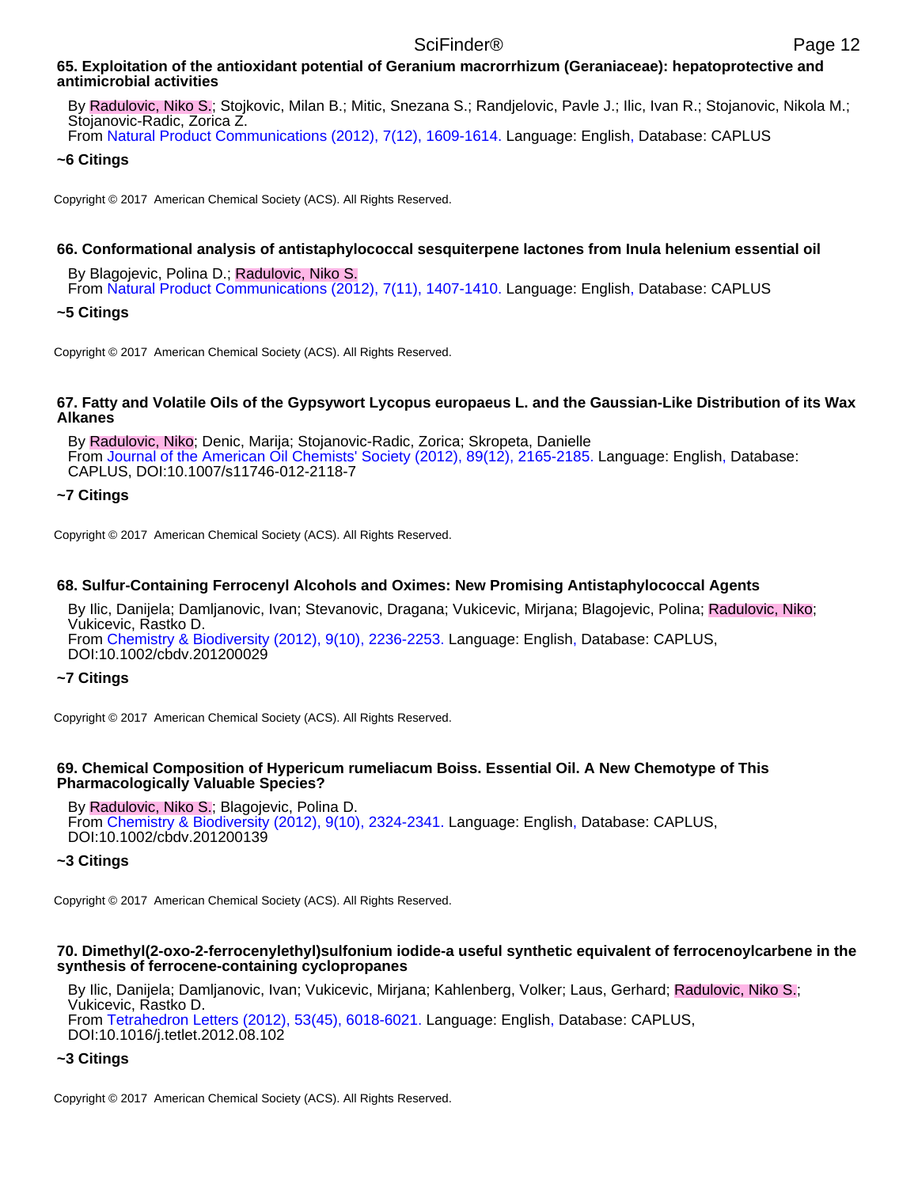**65. Exploitation of the antioxidant potential of Geranium macrorrhizum (Geraniaceae): hepatoprotective and antimicrobial activities**

By Radulovic, Niko S.; Stojkovic, Milan B.; Mitic, Snezana S.; Randjelovic, Pavle J.; Ilic, Ivan R.; Stojanovic, Nikola M.; Stojanovic-Radic, Zorica Z.
From Natural Product Communications (2012), 7(12), 1609-1614. Language: English, Database: CAPLUS

**~6 Citings**

Copyright © 2017 American Chemical Society (ACS). All Rights Reserved.

**66. Conformational analysis of antistaphylococcal sesquiterpene lactones from Inula helenium essential oil**

By Blagojevic, Polina D.; Radulovic, Niko S.
From Natural Product Communications (2012), 7(11), 1407-1410. Language: English, Database: CAPLUS

**~5 Citings**

Copyright © 2017 American Chemical Society (ACS). All Rights Reserved.

**67. Fatty and Volatile Oils of the Gypsywort Lycopus europaeus L. and the Gaussian-Like Distribution of its Wax Alkanes**

By Radulovic, Niko; Denic, Marija; Stojanovic-Radic, Zorica; Skropeta, Danielle
From Journal of the American Oil Chemists' Society (2012), 89(12), 2165-2185. Language: English, Database: CAPLUS, DOI:10.1007/s11746-012-2118-7

**~7 Citings**

Copyright © 2017 American Chemical Society (ACS). All Rights Reserved.

**68. Sulfur-Containing Ferrocenyl Alcohols and Oximes: New Promising Antistaphylococcal Agents**

By Ilic, Danijela; Damljanovic, Ivan; Stevanovic, Dragana; Vukicevic, Mirjana; Blagojevic, Polina; Radulovic, Niko; Vukicevic, Rastko D.
From Chemistry & Biodiversity (2012), 9(10), 2236-2253. Language: English, Database: CAPLUS, DOI:10.1002/cbdv.201200029

**~7 Citings**

Copyright © 2017 American Chemical Society (ACS). All Rights Reserved.

**69. Chemical Composition of Hypericum rumeliacum Boiss. Essential Oil. A New Chemotype of This Pharmacologically Valuable Species?**

By Radulovic, Niko S.; Blagojevic, Polina D.
From Chemistry & Biodiversity (2012), 9(10), 2324-2341. Language: English, Database: CAPLUS, DOI:10.1002/cbdv.201200139

**~3 Citings**

Copyright © 2017 American Chemical Society (ACS). All Rights Reserved.

**70. Dimethyl(2-oxo-2-ferrocenylethyl)sulfonium iodide-a useful synthetic equivalent of ferrocenoylcarbene in the synthesis of ferrocene-containing cyclopropanes**

By Ilic, Danijela; Damljanovic, Ivan; Vukicevic, Mirjana; Kahlenberg, Volker; Laus, Gerhard; Radulovic, Niko S.; Vukicevic, Rastko D.
From Tetrahedron Letters (2012), 53(45), 6018-6021. Language: English, Database: CAPLUS, DOI:10.1016/j.tetlet.2012.08.102

**~3 Citings**

Copyright © 2017 American Chemical Society (ACS). All Rights Reserved.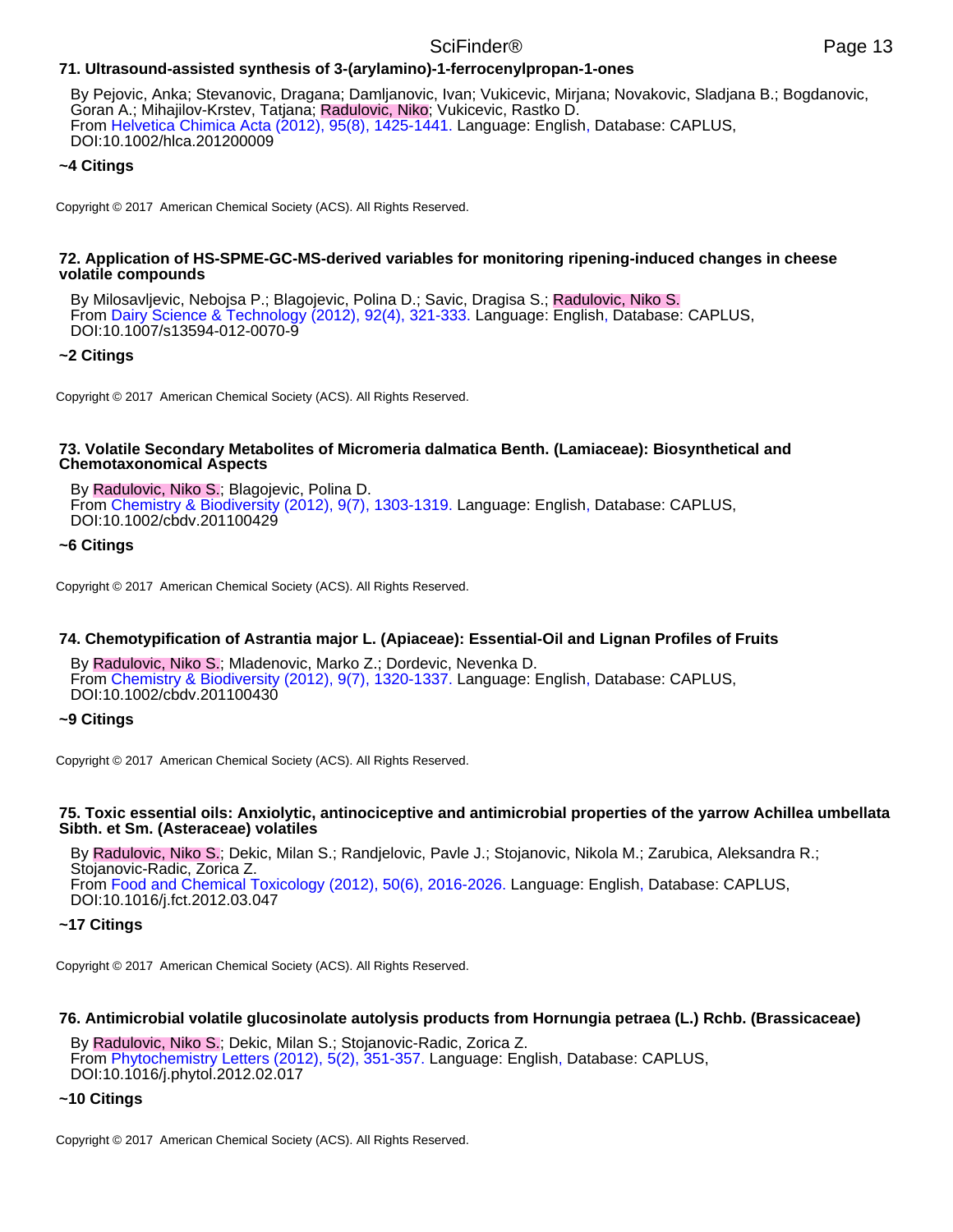**71. Ultrasound-assisted synthesis of 3-(arylamino)-1-ferrocenylpropan-1-ones**

By Pejovic, Anka; Stevanovic, Dragana; Damljanovic, Ivan; Vukicevic, Mirjana; Novakovic, Sladjana B.; Bogdanovic, Goran A.; Mihajilov-Krstev, Tatjana; Radulovic, Niko; Vukicevic, Rastko D.
From Helvetica Chimica Acta (2012), 95(8), 1425-1441. Language: English, Database: CAPLUS, DOI:10.1002/hlca.201200009

**~4 Citings**

Copyright © 2017 American Chemical Society (ACS). All Rights Reserved.

**72. Application of HS-SPME-GC-MS-derived variables for monitoring ripening-induced changes in cheese volatile compounds**

By Milosavljevic, Nebojsa P.; Blagojevic, Polina D.; Savic, Dragisa S.; Radulovic, Niko S.
From Dairy Science & Technology (2012), 92(4), 321-333. Language: English, Database: CAPLUS, DOI:10.1007/s13594-012-0070-9

**~2 Citings**

Copyright © 2017 American Chemical Society (ACS). All Rights Reserved.

**73. Volatile Secondary Metabolites of Micromeria dalmatica Benth. (Lamiaceae): Biosynthetical and Chemotaxonomical Aspects**

By Radulovic, Niko S.; Blagojevic, Polina D.
From Chemistry & Biodiversity (2012), 9(7), 1303-1319. Language: English, Database: CAPLUS, DOI:10.1002/cbdv.201100429

**~6 Citings**

Copyright © 2017 American Chemical Society (ACS). All Rights Reserved.

**74. Chemotypification of Astrantia major L. (Apiaceae): Essential-Oil and Lignan Profiles of Fruits**

By Radulovic, Niko S.; Mladenovic, Marko Z.; Dordevic, Nevenka D.
From Chemistry & Biodiversity (2012), 9(7), 1320-1337. Language: English, Database: CAPLUS, DOI:10.1002/cbdv.201100430

**~9 Citings**

Copyright © 2017 American Chemical Society (ACS). All Rights Reserved.

**75. Toxic essential oils: Anxiolytic, antinociceptive and antimicrobial properties of the yarrow Achillea umbellata Sibth. et Sm. (Asteraceae) volatiles**

By Radulovic, Niko S.; Dekic, Milan S.; Randjelovic, Pavle J.; Stojanovic, Nikola M.; Zarubica, Aleksandra R.; Stojanovic-Radic, Zorica Z.
From Food and Chemical Toxicology (2012), 50(6), 2016-2026. Language: English, Database: CAPLUS, DOI:10.1016/j.fct.2012.03.047

**~17 Citings**

Copyright © 2017 American Chemical Society (ACS). All Rights Reserved.

**76. Antimicrobial volatile glucosinolate autolysis products from Hornungia petraea (L.) Rchb. (Brassicaceae)**

By Radulovic, Niko S.; Dekic, Milan S.; Stojanovic-Radic, Zorica Z.
From Phytochemistry Letters (2012), 5(2), 351-357. Language: English, Database: CAPLUS, DOI:10.1016/j.phytol.2012.02.017

**~10 Citings**

Copyright © 2017 American Chemical Society (ACS). All Rights Reserved.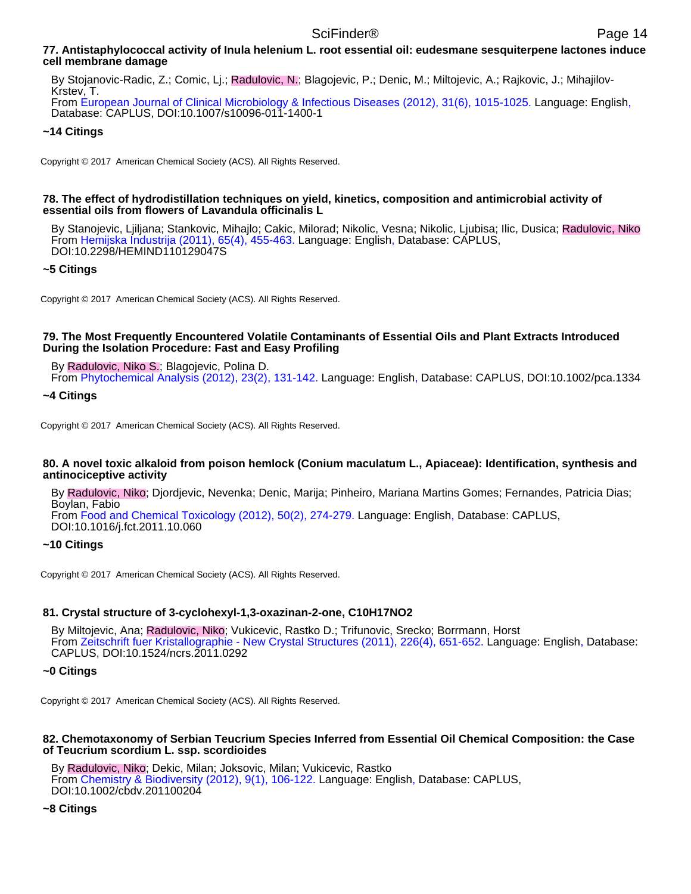**77. Antistaphylococcal activity of Inula helenium L. root essential oil: eudesmane sesquiterpene lactones induce cell membrane damage**

By Stojanovic-Radic, Z.; Comic, Lj.; Radulovic, N.; Blagojevic, P.; Denic, M.; Miltojevic, A.; Rajkovic, J.; Mihajilov-Krstev, T.
From European Journal of Clinical Microbiology & Infectious Diseases (2012), 31(6), 1015-1025. Language: English, Database: CAPLUS, DOI:10.1007/s10096-011-1400-1

**~14 Citings**

Copyright © 2017 American Chemical Society (ACS). All Rights Reserved.

**78. The effect of hydrodistillation techniques on yield, kinetics, composition and antimicrobial activity of essential oils from flowers of Lavandula officinalis L**

By Stanojevic, Ljiljana; Stankovic, Mihajlo; Cakic, Milorad; Nikolic, Vesna; Nikolic, Ljubisa; Ilic, Dusica; Radulovic, Niko
From Hemijska Industrija (2011), 65(4), 455-463. Language: English, Database: CAPLUS, DOI:10.2298/HEMIND110129047S

**~5 Citings**

Copyright © 2017 American Chemical Society (ACS). All Rights Reserved.

**79. The Most Frequently Encountered Volatile Contaminants of Essential Oils and Plant Extracts Introduced During the Isolation Procedure: Fast and Easy Profiling**

By Radulovic, Niko S.; Blagojevic, Polina D.
From Phytochemical Analysis (2012), 23(2), 131-142. Language: English, Database: CAPLUS, DOI:10.1002/pca.1334

**~4 Citings**

Copyright © 2017 American Chemical Society (ACS). All Rights Reserved.

**80. A novel toxic alkaloid from poison hemlock (Conium maculatum L., Apiaceae): Identification, synthesis and antinociceptive activity**

By Radulovic, Niko; Djordjevic, Nevenka; Denic, Marija; Pinheiro, Mariana Martins Gomes; Fernandes, Patricia Dias; Boylan, Fabio
From Food and Chemical Toxicology (2012), 50(2), 274-279. Language: English, Database: CAPLUS, DOI:10.1016/j.fct.2011.10.060

**~10 Citings**

Copyright © 2017 American Chemical Society (ACS). All Rights Reserved.

**81. Crystal structure of 3-cyclohexyl-1,3-oxazinan-2-one, $C_{10}H_{17}NO_2$**

By Miltojevic, Ana; Radulovic, Niko; Vukicevic, Rastko D.; Trifunovic, Srecko; Borrmann, Horst
From Zeitschrift fuer Kristallographie - New Crystal Structures (2011), 226(4), 651-652. Language: English, Database: CAPLUS, DOI:10.1524/ncrs.2011.0292

**~0 Citings**

Copyright © 2017 American Chemical Society (ACS). All Rights Reserved.

**82. Chemotaxonomy of Serbian Teucrium Species Inferred from Essential Oil Chemical Composition: the Case of Teucrium scordium L. ssp. scordioides**

By Radulovic, Niko; Dekic, Milan; Joksovic, Milan; Vukicevic, Rastko
From Chemistry & Biodiversity (2012), 9(1), 106-122. Language: English, Database: CAPLUS, DOI:10.1002/cbdv.201100204

**~8 Citings**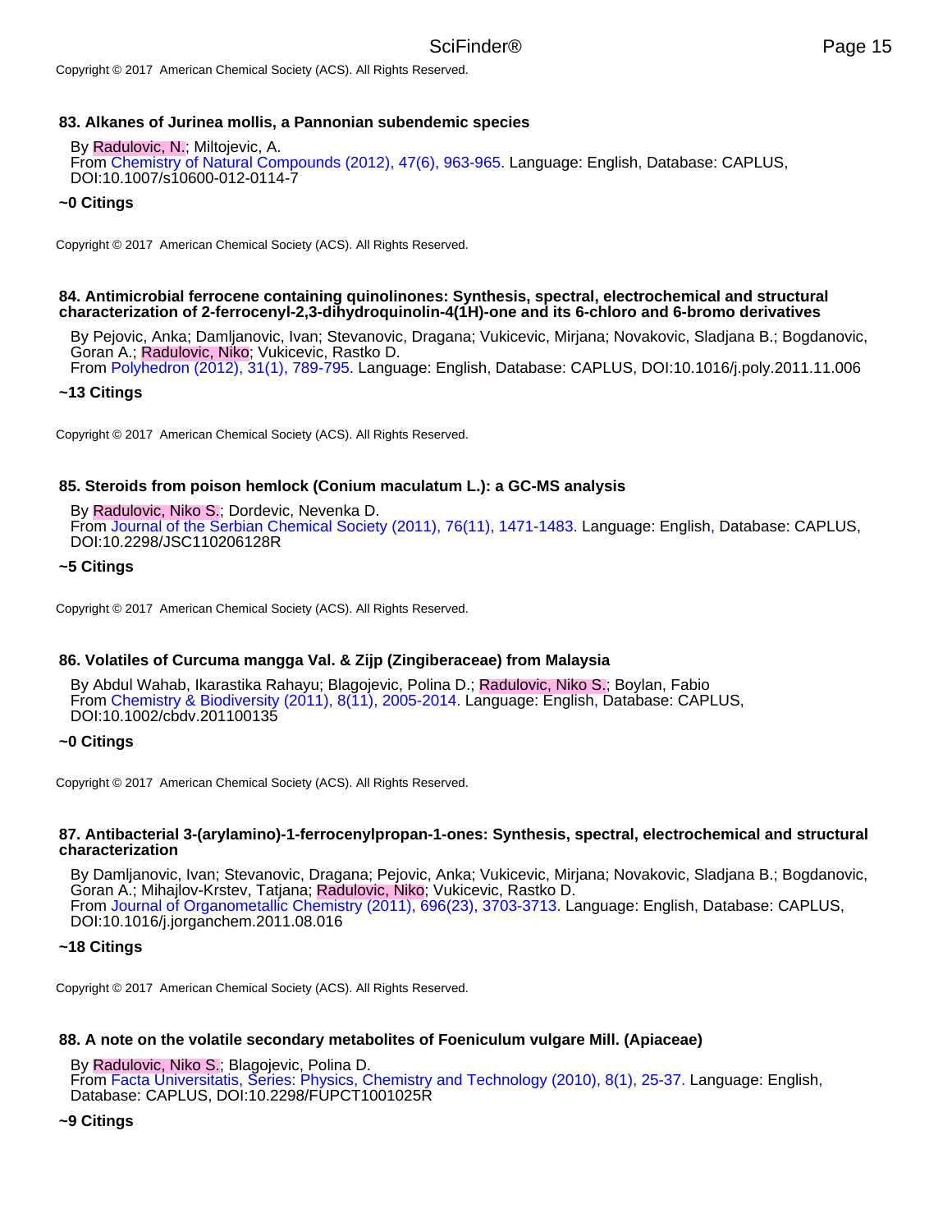### 83. Alkanes of Jurinea mollis, a Pannonian subendemic species

By Radulovic, N.; Miltojevic, A.
From Chemistry of Natural Compounds (2012), 47(6), 963-965. Language: English, Database: CAPLUS, DOI:10.1007/s10600-012-0114-7

**~0 Citings**

Copyright © 2017 American Chemical Society (ACS). All Rights Reserved.

### 84. Antimicrobial ferrocene containing quinolinones: Synthesis, spectral, electrochemical and structural characterization of 2-ferrocenyl-2,3-dihydroquinolin-4(1H)-one and its 6-chloro and 6-bromo derivatives

By Pejovic, Anka; Damljanovic, Ivan; Stevanovic, Dragana; Vukicevic, Mirjana; Novakovic, Sladjana B.; Bogdanovic, Goran A.; Radulovic, Niko; Vukicevic, Rastko D.
From Polyhedron (2012), 31(1), 789-795. Language: English, Database: CAPLUS, DOI:10.1016/j.poly.2011.11.006

**~13 Citings**

Copyright © 2017 American Chemical Society (ACS). All Rights Reserved.

### 85. Steroids from poison hemlock (Conium maculatum L.): a GC-MS analysis

By Radulovic, Niko S.; Dordevic, Nevenka D.
From Journal of the Serbian Chemical Society (2011), 76(11), 1471-1483. Language: English, Database: CAPLUS, DOI:10.2298/JSC110206128R

**~5 Citings**

Copyright © 2017 American Chemical Society (ACS). All Rights Reserved.

### 86. Volatiles of Curcuma mangga Val. & Zijp (Zingiberaceae) from Malaysia

By Abdul Wahab, Ikarastika Rahayu; Blagojevic, Polina D.; Radulovic, Niko S.; Boylan, Fabio
From Chemistry & Biodiversity (2011), 8(11), 2005-2014. Language: English, Database: CAPLUS, DOI:10.1002/cbdv.201100135

**~0 Citings**

Copyright © 2017 American Chemical Society (ACS). All Rights Reserved.

### 87. Antibacterial 3-(arylamino)-1-ferrocenylpropan-1-ones: Synthesis, spectral, electrochemical and structural characterization

By Damljanovic, Ivan; Stevanovic, Dragana; Pejovic, Anka; Vukicevic, Mirjana; Novakovic, Sladjana B.; Bogdanovic, Goran A.; Mihajlov-Krstev, Tatjana; Radulovic, Niko; Vukicevic, Rastko D.
From Journal of Organometallic Chemistry (2011), 696(23), 3703-3713. Language: English, Database: CAPLUS, DOI:10.1016/j.jorganchem.2011.08.016

**~18 Citings**

Copyright © 2017 American Chemical Society (ACS). All Rights Reserved.

### 88. A note on the volatile secondary metabolites of Foeniculum vulgare Mill. (Apiaceae)

By Radulovic, Niko S.; Blagojevic, Polina D.
From Facta Universitatis, Series: Physics, Chemistry and Technology (2010), 8(1), 25-37. Language: English, Database: CAPLUS, DOI:10.2298/FUPCT1001025R

**~9 Citings**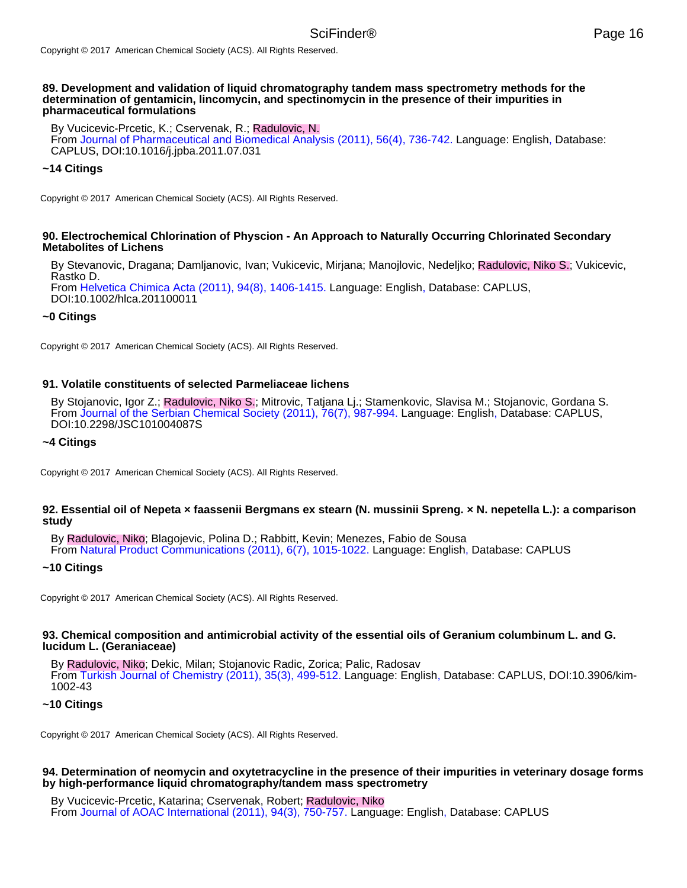**89. Development and validation of liquid chromatography tandem mass spectrometry methods for the determination of gentamicin, lincomycin, and spectinomycin in the presence of their impurities in pharmaceutical formulations**

By Vucicevic-Prcetic, K.; Cservenak, R.; Radulovic, N.
From Journal of Pharmaceutical and Biomedical Analysis (2011), 56(4), 736-742. Language: English, Database: CAPLUS, DOI:10.1016/j.jpba.2011.07.031

**~14 Citings**

Copyright © 2017 American Chemical Society (ACS). All Rights Reserved.

**90. Electrochemical Chlorination of Physcion - An Approach to Naturally Occurring Chlorinated Secondary Metabolites of Lichens**

By Stevanovic, Dragana; Damljanovic, Ivan; Vukicevic, Mirjana; Manojlovic, Nedeljko; Radulovic, Niko S.; Vukicevic, Rastko D.
From Helvetica Chimica Acta (2011), 94(8), 1406-1415. Language: English, Database: CAPLUS, DOI:10.1002/hlca.201100011

**~0 Citings**

Copyright © 2017 American Chemical Society (ACS). All Rights Reserved.

**91. Volatile constituents of selected Parmeliaceae lichens**

By Stojanovic, Igor Z.; Radulovic, Niko S.; Mitrovic, Tatjana Lj.; Stamenkovic, Slavisa M.; Stojanovic, Gordana S.
From Journal of the Serbian Chemical Society (2011), 76(7), 987-994. Language: English, Database: CAPLUS, DOI:10.2298/JSC101004087S

**~4 Citings**

Copyright © 2017 American Chemical Society (ACS). All Rights Reserved.

**92. Essential oil of Nepeta × faassenii Bergmans ex stearn (N. mussinii Spreng. × N. nepetella L.): a comparison study**

By Radulovic, Niko; Blagojevic, Polina D.; Rabbitt, Kevin; Menezes, Fabio de Sousa
From Natural Product Communications (2011), 6(7), 1015-1022. Language: English, Database: CAPLUS

**~10 Citings**

Copyright © 2017 American Chemical Society (ACS). All Rights Reserved.

**93. Chemical composition and antimicrobial activity of the essential oils of Geranium columbinum L. and G. lucidum L. (Geraniaceae)**

By Radulovic, Niko; Dekic, Milan; Stojanovic Radic, Zorica; Palic, Radosav
From Turkish Journal of Chemistry (2011), 35(3), 499-512. Language: English, Database: CAPLUS, DOI:10.3906/kim-1002-43

**~10 Citings**

Copyright © 2017 American Chemical Society (ACS). All Rights Reserved.

**94. Determination of neomycin and oxytetracycline in the presence of their impurities in veterinary dosage forms by high-performance liquid chromatography/tandem mass spectrometry**

By Vucicevic-Prcetic, Katarina; Cservenak, Robert; Radulovic, Niko
From Journal of AOAC International (2011), 94(3), 750-757. Language: English, Database: CAPLUS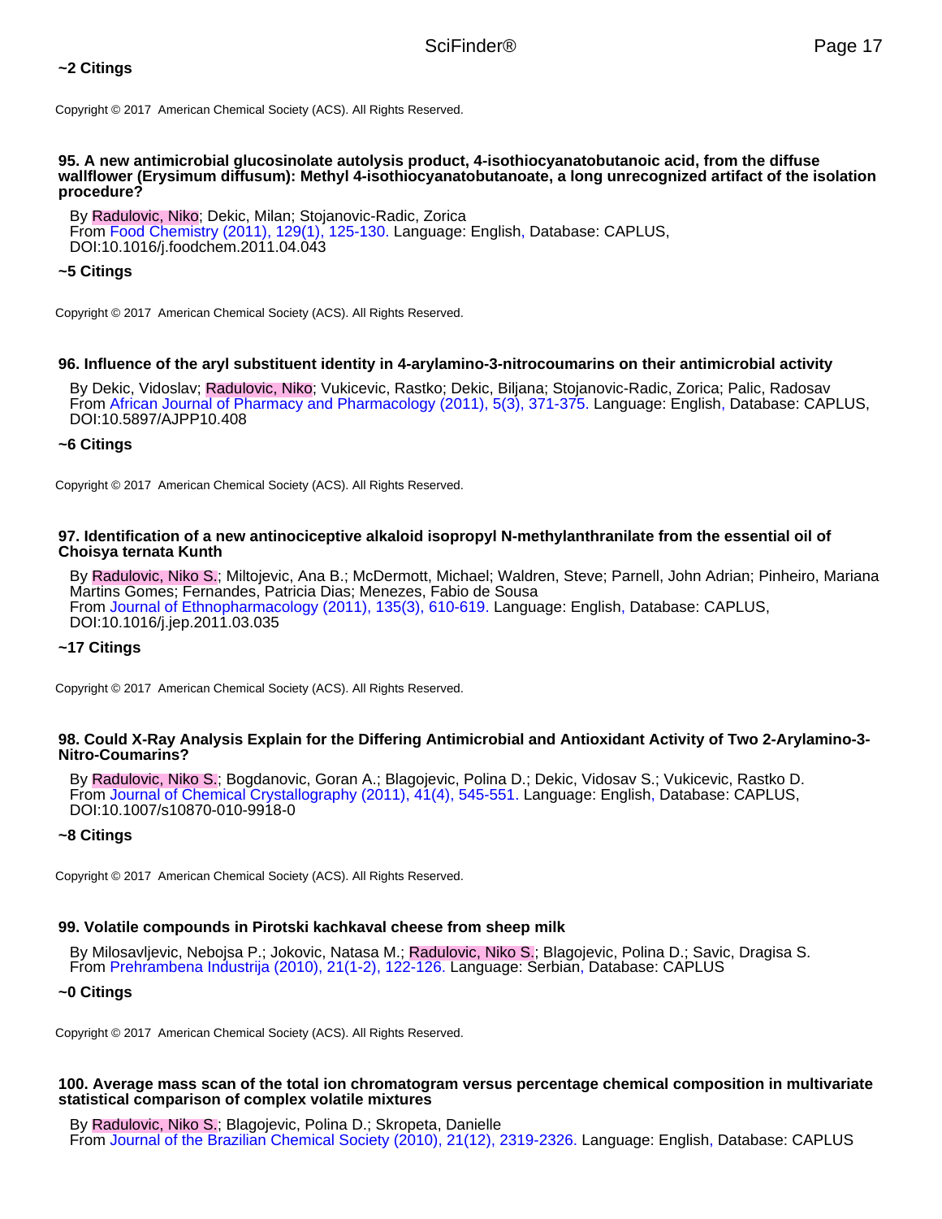**~2 Citings**

Copyright © 2017 American Chemical Society (ACS). All Rights Reserved.

**95. A new antimicrobial glucosinolate autolysis product, 4-isothiocyanatobutanoic acid, from the diffuse wallflower (Erysimum diffusum): Methyl 4-isothiocyanatobutanoate, a long unrecognized artifact of the isolation procedure?**

By Radulovic, Niko; Dekic, Milan; Stojanovic-Radic, Zorica
From Food Chemistry (2011), 129(1), 125-130. Language: English, Database: CAPLUS, DOI:10.1016/j.foodchem.2011.04.043

**~5 Citings**

Copyright © 2017 American Chemical Society (ACS). All Rights Reserved.

**96. Influence of the aryl substituent identity in 4-arylamino-3-nitrocoumarins on their antimicrobial activity**

By Dekic, Vidoslav; Radulovic, Niko; Vukicevic, Rastko; Dekic, Biljana; Stojanovic-Radic, Zorica; Palic, Radosav
From African Journal of Pharmacy and Pharmacology (2011), 5(3), 371-375. Language: English, Database: CAPLUS, DOI:10.5897/AJPP10.408

**~6 Citings**

Copyright © 2017 American Chemical Society (ACS). All Rights Reserved.

**97. Identification of a new antinociceptive alkaloid isopropyl N-methylanthranilate from the essential oil of Choisya ternata Kunth**

By Radulovic, Niko S.; Miltojevic, Ana B.; McDermott, Michael; Waldren, Steve; Parnell, John Adrian; Pinheiro, Mariana Martins Gomes; Fernandes, Patricia Dias; Menezes, Fabio de Sousa
From Journal of Ethnopharmacology (2011), 135(3), 610-619. Language: English, Database: CAPLUS, DOI:10.1016/j.jep.2011.03.035

**~17 Citings**

Copyright © 2017 American Chemical Society (ACS). All Rights Reserved.

**98. Could X-Ray Analysis Explain for the Differing Antimicrobial and Antioxidant Activity of Two 2-Arylamino-3-Nitro-Coumarins?**

By Radulovic, Niko S.; Bogdanovic, Goran A.; Blagojevic, Polina D.; Dekic, Vidosav S.; Vukicevic, Rastko D.
From Journal of Chemical Crystallography (2011), 41(4), 545-551. Language: English, Database: CAPLUS, DOI:10.1007/s10870-010-9918-0

**~8 Citings**

Copyright © 2017 American Chemical Society (ACS). All Rights Reserved.

**99. Volatile compounds in Pirotski kachkaval cheese from sheep milk**

By Milosavljevic, Nebojsa P.; Jokovic, Natasa M.; Radulovic, Niko S.; Blagojevic, Polina D.; Savic, Dragisa S.
From Prehrambena Industrija (2010), 21(1-2), 122-126. Language: Serbian, Database: CAPLUS

**~0 Citings**

Copyright © 2017 American Chemical Society (ACS). All Rights Reserved.

**100. Average mass scan of the total ion chromatogram versus percentage chemical composition in multivariate statistical comparison of complex volatile mixtures**

By Radulovic, Niko S.; Blagojevic, Polina D.; Skropeta, Danielle
From Journal of the Brazilian Chemical Society (2010), 21(12), 2319-2326. Language: English, Database: CAPLUS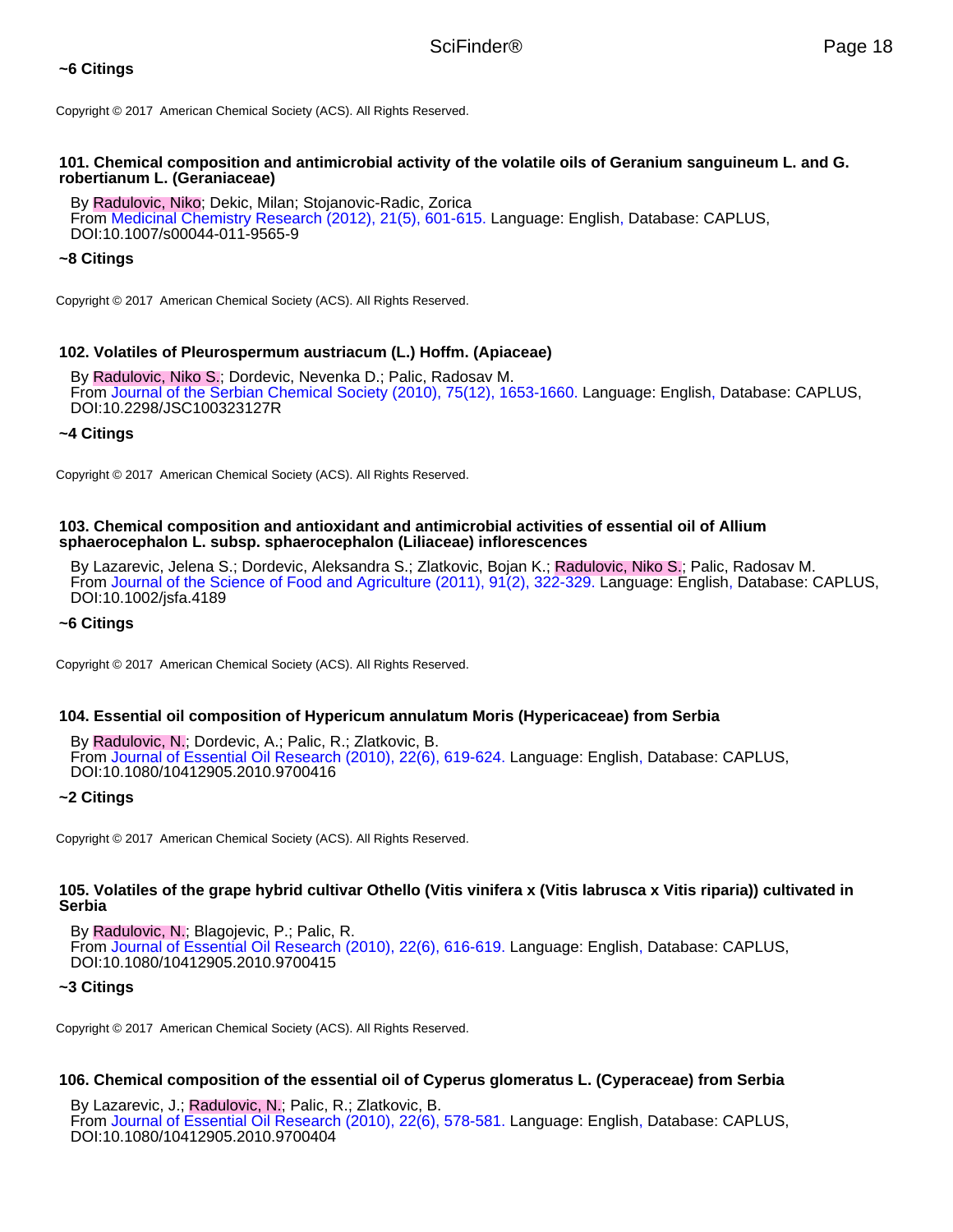**~6 Citings**

Copyright © 2017 American Chemical Society (ACS). All Rights Reserved.

**101. Chemical composition and antimicrobial activity of the volatile oils of Geranium sanguineum L. and G. robertianum L. (Geraniaceae)**

By Radulovic, Niko; Dekic, Milan; Stojanovic-Radic, Zorica
From Medicinal Chemistry Research (2012), 21(5), 601-615. Language: English, Database: CAPLUS, DOI:10.1007/s00044-011-9565-9

**~8 Citings**

Copyright © 2017 American Chemical Society (ACS). All Rights Reserved.

**102. Volatiles of Pleurospermum austriacum (L.) Hoffm. (Apiaceae)**

By Radulovic, Niko S.; Dordevic, Nevenka D.; Palic, Radosav M.
From Journal of the Serbian Chemical Society (2010), 75(12), 1653-1660. Language: English, Database: CAPLUS, DOI:10.2298/JSC100323127R

**~4 Citings**

Copyright © 2017 American Chemical Society (ACS). All Rights Reserved.

**103. Chemical composition and antioxidant and antimicrobial activities of essential oil of Allium sphaerocephalon L. subsp. sphaerocephalon (Liliaceae) inflorescences**

By Lazarevic, Jelena S.; Dordevic, Aleksandra S.; Zlatkovic, Bojan K.; Radulovic, Niko S.; Palic, Radosav M.
From Journal of the Science of Food and Agriculture (2011), 91(2), 322-329. Language: English, Database: CAPLUS, DOI:10.1002/jsfa.4189

**~6 Citings**

Copyright © 2017 American Chemical Society (ACS). All Rights Reserved.

**104. Essential oil composition of Hypericum annulatum Moris (Hypericaceae) from Serbia**

By Radulovic, N.; Dordevic, A.; Palic, R.; Zlatkovic, B.
From Journal of Essential Oil Research (2010), 22(6), 619-624. Language: English, Database: CAPLUS, DOI:10.1080/10412905.2010.9700416

**~2 Citings**

Copyright © 2017 American Chemical Society (ACS). All Rights Reserved.

**105. Volatiles of the grape hybrid cultivar Othello (Vitis vinifera x (Vitis labrusca x Vitis riparia)) cultivated in Serbia**

By Radulovic, N.; Blagojevic, P.; Palic, R.
From Journal of Essential Oil Research (2010), 22(6), 616-619. Language: English, Database: CAPLUS, DOI:10.1080/10412905.2010.9700415

**~3 Citings**

Copyright © 2017 American Chemical Society (ACS). All Rights Reserved.

**106. Chemical composition of the essential oil of Cyperus glomeratus L. (Cyperaceae) from Serbia**

By Lazarevic, J.; Radulovic, N.; Palic, R.; Zlatkovic, B.
From Journal of Essential Oil Research (2010), 22(6), 578-581. Language: English, Database: CAPLUS, DOI:10.1080/10412905.2010.9700404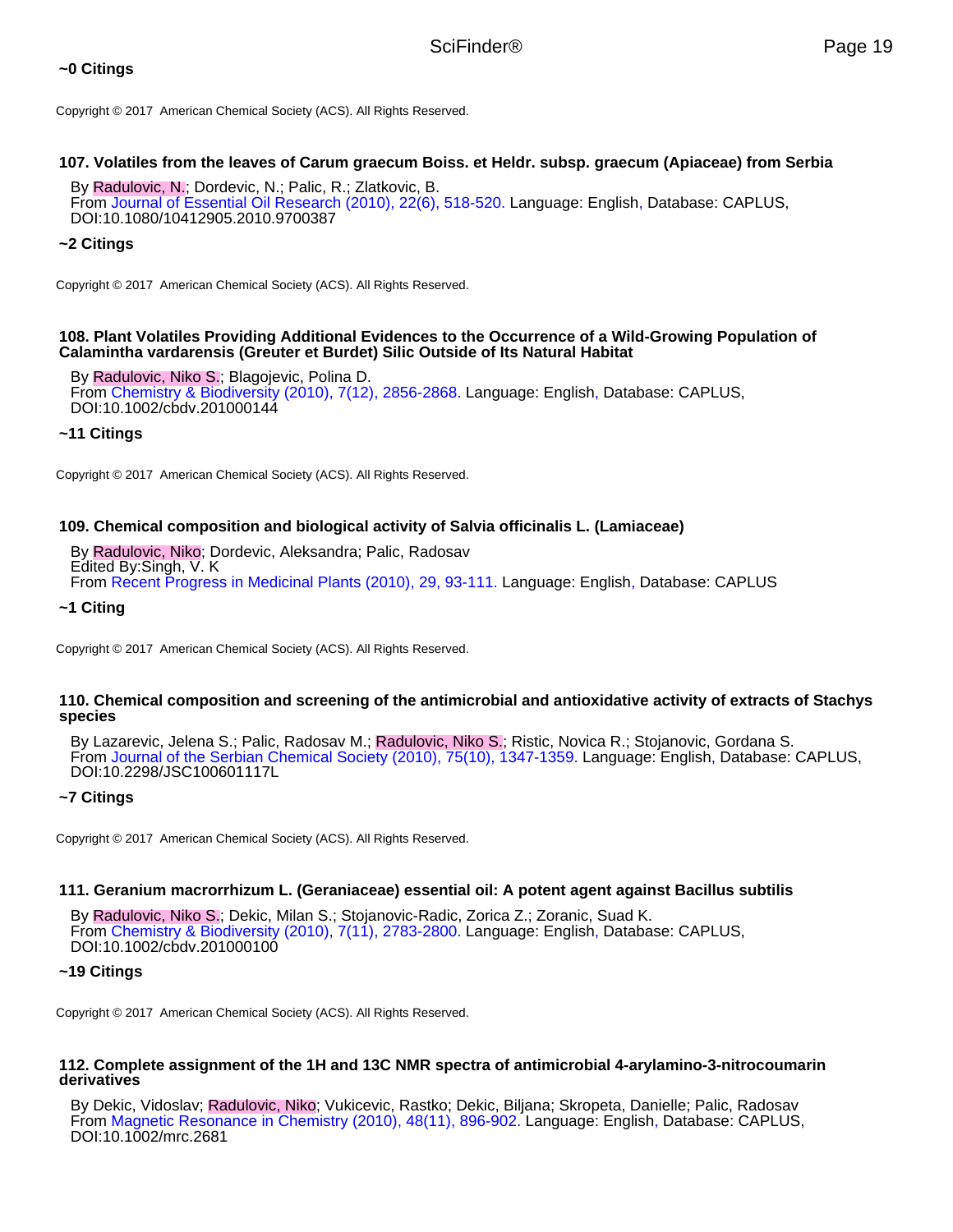**~0 Citings**

Copyright © 2017 American Chemical Society (ACS). All Rights Reserved.

**107. Volatiles from the leaves of Carum graecum Boiss. et Heldr. subsp. graecum (Apiaceae) from Serbia**

By Radulovic, N.; Dordevic, N.; Palic, R.; Zlatkovic, B.
From Journal of Essential Oil Research (2010), 22(6), 518-520. Language: English, Database: CAPLUS, DOI:10.1080/10412905.2010.9700387

**~2 Citings**

Copyright © 2017 American Chemical Society (ACS). All Rights Reserved.

**108. Plant Volatiles Providing Additional Evidences to the Occurrence of a Wild-Growing Population of Calamintha vardarensis (Greuter et Burdet) Silic Outside of Its Natural Habitat**

By Radulovic, Niko S.; Blagojevic, Polina D.
From Chemistry & Biodiversity (2010), 7(12), 2856-2868. Language: English, Database: CAPLUS, DOI:10.1002/cbdv.201000144

**~11 Citings**

Copyright © 2017 American Chemical Society (ACS). All Rights Reserved.

**109. Chemical composition and biological activity of Salvia officinalis L. (Lamiaceae)**

By Radulovic, Niko; Dordevic, Aleksandra; Palic, Radosav
Edited By:Singh, V. K
From Recent Progress in Medicinal Plants (2010), 29, 93-111. Language: English, Database: CAPLUS

**~1 Citing**

Copyright © 2017 American Chemical Society (ACS). All Rights Reserved.

**110. Chemical composition and screening of the antimicrobial and antioxidative activity of extracts of Stachys species**

By Lazarevic, Jelena S.; Palic, Radosav M.; Radulovic, Niko S.; Ristic, Novica R.; Stojanovic, Gordana S.
From Journal of the Serbian Chemical Society (2010), 75(10), 1347-1359. Language: English, Database: CAPLUS, DOI:10.2298/JSC100601117L

**~7 Citings**

Copyright © 2017 American Chemical Society (ACS). All Rights Reserved.

**111. Geranium macrorrhizum L. (Geraniaceae) essential oil: A potent agent against Bacillus subtilis**

By Radulovic, Niko S.; Dekic, Milan S.; Stojanovic-Radic, Zorica Z.; Zoranic, Suad K.
From Chemistry & Biodiversity (2010), 7(11), 2783-2800. Language: English, Database: CAPLUS, DOI:10.1002/cbdv.201000100

**~19 Citings**

Copyright © 2017 American Chemical Society (ACS). All Rights Reserved.

**112. Complete assignment of the 1H and 13C NMR spectra of antimicrobial 4-arylamino-3-nitrocoumarin derivatives**

By Dekic, Vidoslav; Radulovic, Niko; Vukicevic, Rastko; Dekic, Biljana; Skropeta, Danielle; Palic, Radosav
From Magnetic Resonance in Chemistry (2010), 48(11), 896-902. Language: English, Database: CAPLUS, DOI:10.1002/mrc.2681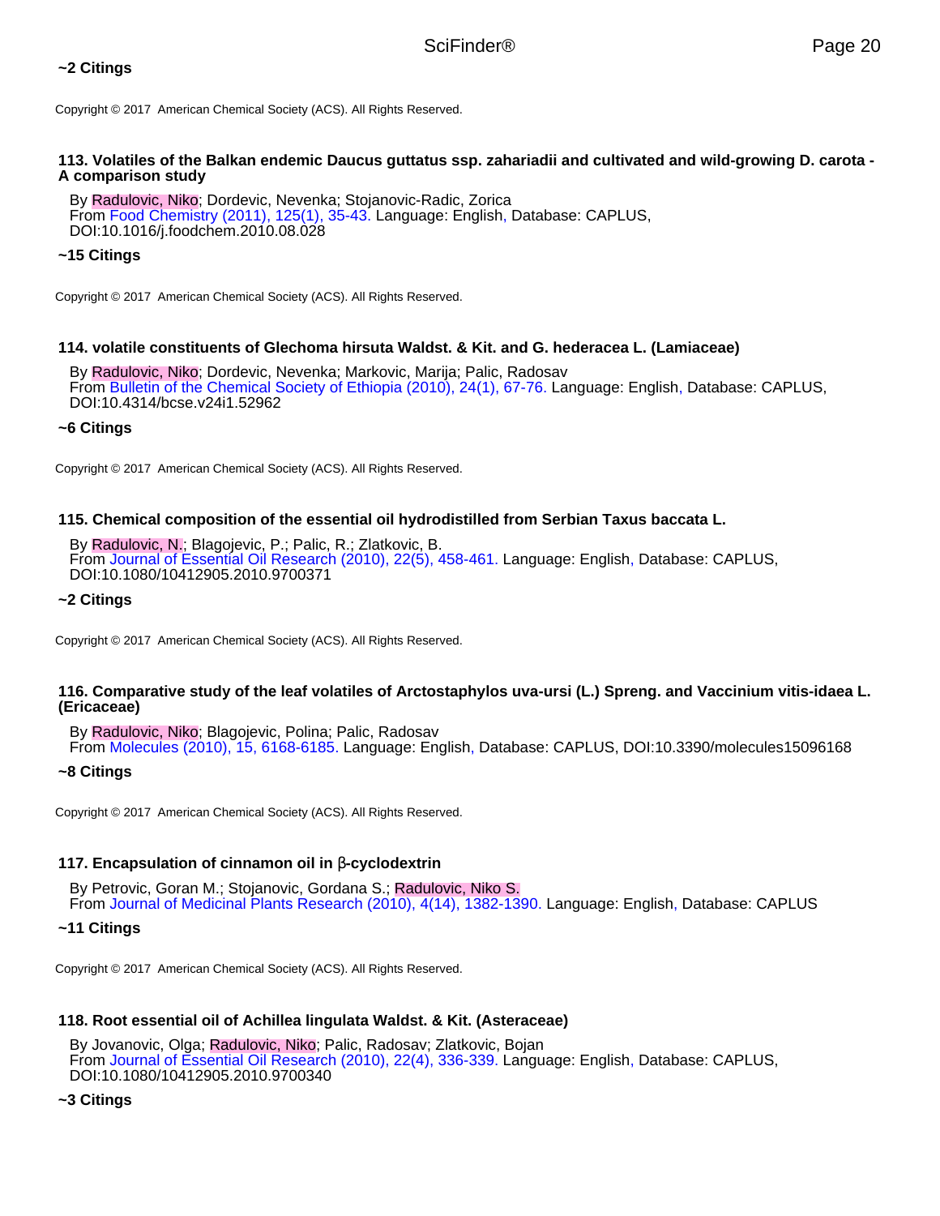**~2 Citings**

Copyright © 2017 American Chemical Society (ACS). All Rights Reserved.

**113. Volatiles of the Balkan endemic Daucus guttatus ssp. zahariadii and cultivated and wild-growing D. carota - A comparison study**

By Radulovic, Niko; Dordevic, Nevenka; Stojanovic-Radic, Zorica
From Food Chemistry (2011), 125(1), 35-43. Language: English, Database: CAPLUS, DOI:10.1016/j.foodchem.2010.08.028

**~15 Citings**

Copyright © 2017 American Chemical Society (ACS). All Rights Reserved.

**114. volatile constituents of Glechoma hirsuta Waldst. & Kit. and G. hederacea L. (Lamiaceae)**

By Radulovic, Niko; Dordevic, Nevenka; Markovic, Marija; Palic, Radosav
From Bulletin of the Chemical Society of Ethiopia (2010), 24(1), 67-76. Language: English, Database: CAPLUS, DOI:10.4314/bcse.v24i1.52962

**~6 Citings**

Copyright © 2017 American Chemical Society (ACS). All Rights Reserved.

**115. Chemical composition of the essential oil hydrodistilled from Serbian Taxus baccata L.**

By Radulovic, N.; Blagojevic, P.; Palic, R.; Zlatkovic, B.
From Journal of Essential Oil Research (2010), 22(5), 458-461. Language: English, Database: CAPLUS, DOI:10.1080/10412905.2010.9700371

**~2 Citings**

Copyright © 2017 American Chemical Society (ACS). All Rights Reserved.

**116. Comparative study of the leaf volatiles of Arctostaphylos uva-ursi (L.) Spreng. and Vaccinium vitis-idaea L. (Ericaceae)**

By Radulovic, Niko; Blagojevic, Polina; Palic, Radosav
From Molecules (2010), 15, 6168-6185. Language: English, Database: CAPLUS, DOI:10.3390/molecules15096168

**~8 Citings**

Copyright © 2017 American Chemical Society (ACS). All Rights Reserved.

**117. Encapsulation of cinnamon oil in β-cyclodextrin**

By Petrovic, Goran M.; Stojanovic, Gordana S.; Radulovic, Niko S.
From Journal of Medicinal Plants Research (2010), 4(14), 1382-1390. Language: English, Database: CAPLUS

**~11 Citings**

Copyright © 2017 American Chemical Society (ACS). All Rights Reserved.

**118. Root essential oil of Achillea lingulata Waldst. & Kit. (Asteraceae)**

By Jovanovic, Olga; Radulovic, Niko; Palic, Radosav; Zlatkovic, Bojan
From Journal of Essential Oil Research (2010), 22(4), 336-339. Language: English, Database: CAPLUS, DOI:10.1080/10412905.2010.9700340

**~3 Citings**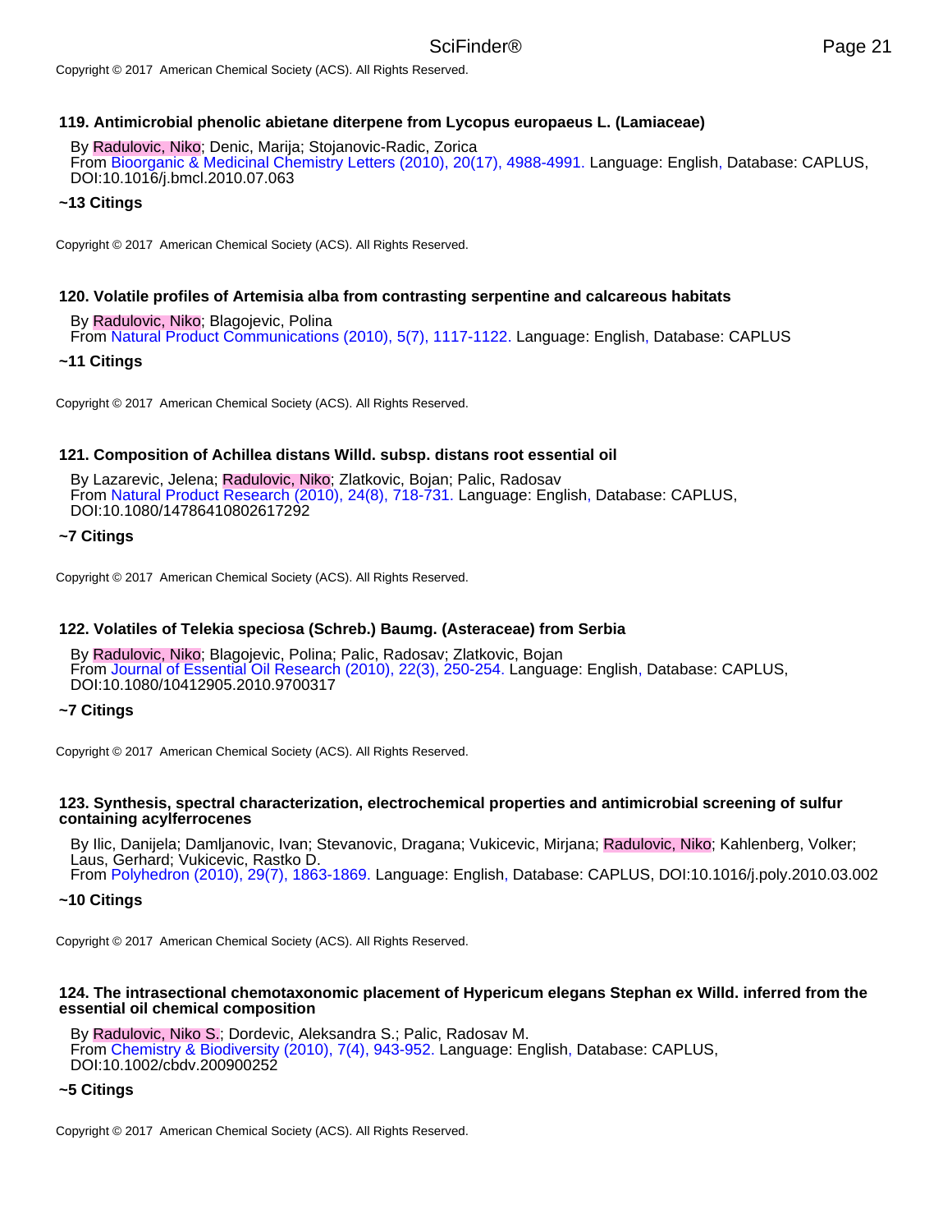Copyright © 2017 American Chemical Society (ACS). All Rights Reserved.

**119. Antimicrobial phenolic abietane diterpene from Lycopus europaeus L. (Lamiaceae)**

By Radulovic, Niko; Denic, Marija; Stojanovic-Radic, Zorica
From Bioorganic & Medicinal Chemistry Letters (2010), 20(17), 4988-4991. Language: English, Database: CAPLUS, DOI:10.1016/j.bmcl.2010.07.063

**~13 Citings**

Copyright © 2017 American Chemical Society (ACS). All Rights Reserved.

**120. Volatile profiles of Artemisia alba from contrasting serpentine and calcareous habitats**

By Radulovic, Niko; Blagojevic, Polina
From Natural Product Communications (2010), 5(7), 1117-1122. Language: English, Database: CAPLUS

**~11 Citings**

Copyright © 2017 American Chemical Society (ACS). All Rights Reserved.

**121. Composition of Achillea distans Willd. subsp. distans root essential oil**

By Lazarevic, Jelena; Radulovic, Niko; Zlatkovic, Bojan; Palic, Radosav
From Natural Product Research (2010), 24(8), 718-731. Language: English, Database: CAPLUS, DOI:10.1080/14786410802617292

**~7 Citings**

Copyright © 2017 American Chemical Society (ACS). All Rights Reserved.

**122. Volatiles of Telekia speciosa (Schreb.) Baumg. (Asteraceae) from Serbia**

By Radulovic, Niko; Blagojevic, Polina; Palic, Radosav; Zlatkovic, Bojan
From Journal of Essential Oil Research (2010), 22(3), 250-254. Language: English, Database: CAPLUS, DOI:10.1080/10412905.2010.9700317

**~7 Citings**

Copyright © 2017 American Chemical Society (ACS). All Rights Reserved.

**123. Synthesis, spectral characterization, electrochemical properties and antimicrobial screening of sulfur containing acylferrocenes**

By Ilic, Danijela; Damljanovic, Ivan; Stevanovic, Dragana; Vukicevic, Mirjana; Radulovic, Niko; Kahlenberg, Volker; Laus, Gerhard; Vukicevic, Rastko D.
From Polyhedron (2010), 29(7), 1863-1869. Language: English, Database: CAPLUS, DOI:10.1016/j.poly.2010.03.002

**~10 Citings**

Copyright © 2017 American Chemical Society (ACS). All Rights Reserved.

**124. The intrasectional chemotaxonomic placement of Hypericum elegans Stephan ex Willd. inferred from the essential oil chemical composition**

By Radulovic, Niko S.; Dordevic, Aleksandra S.; Palic, Radosav M.
From Chemistry & Biodiversity (2010), 7(4), 943-952. Language: English, Database: CAPLUS, DOI:10.1002/cbdv.200900252

**~5 Citings**

Copyright © 2017 American Chemical Society (ACS). All Rights Reserved.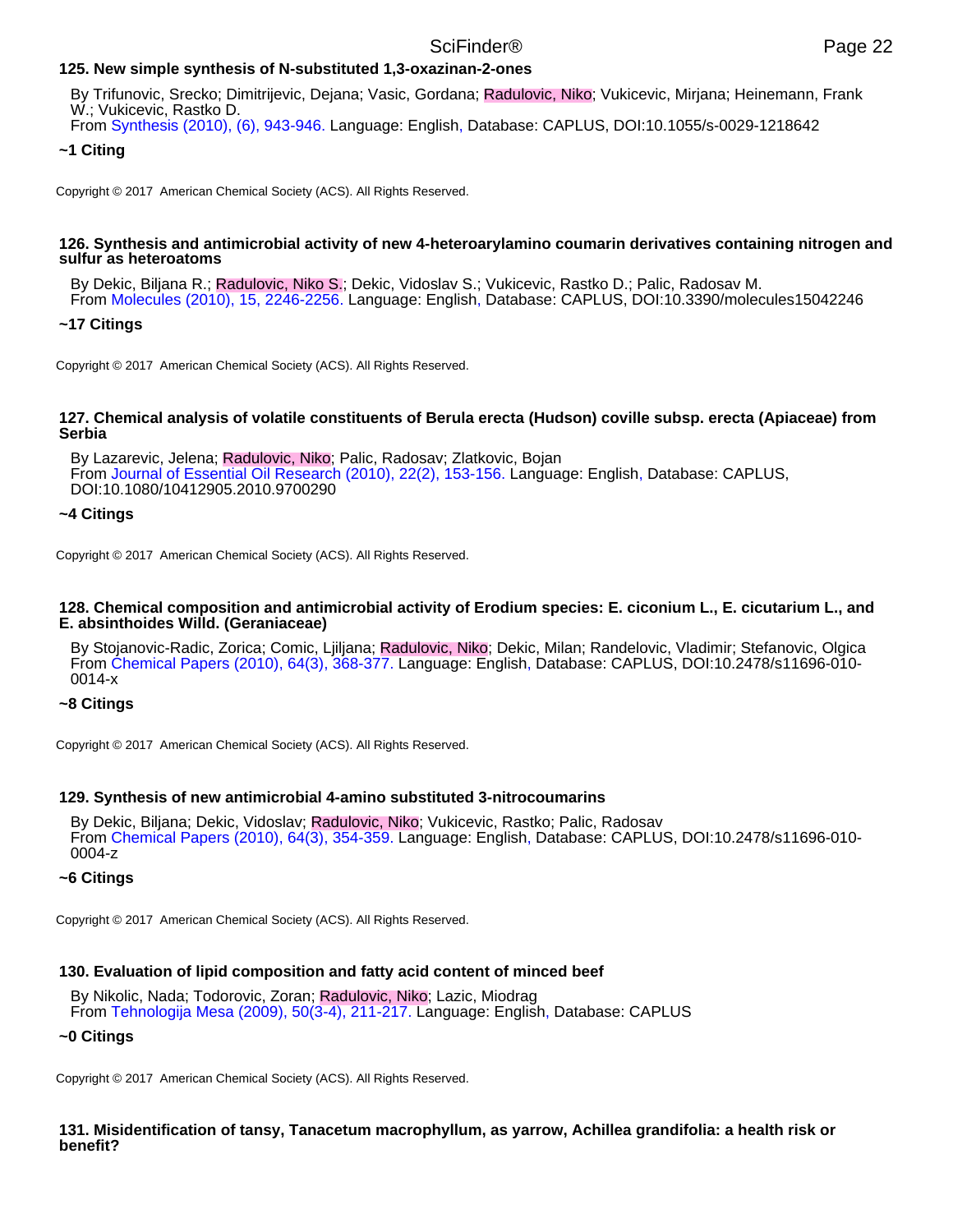**125. New simple synthesis of N-substituted 1,3-oxazinan-2-ones**

By Trifunovic, Srecko; Dimitrijevic, Dejana; Vasic, Gordana; Radulovic, Niko; Vukicevic, Mirjana; Heinemann, Frank W.; Vukicevic, Rastko D.
From Synthesis (2010), (6), 943-946. Language: English, Database: CAPLUS, DOI:10.1055/s-0029-1218642

**~1 Citing**

Copyright © 2017 American Chemical Society (ACS). All Rights Reserved.

**126. Synthesis and antimicrobial activity of new 4-heteroarylamino coumarin derivatives containing nitrogen and sulfur as heteroatoms**

By Dekic, Biljana R.; Radulovic, Niko S.; Dekic, Vidoslav S.; Vukicevic, Rastko D.; Palic, Radosav M.
From Molecules (2010), 15, 2246-2256. Language: English, Database: CAPLUS, DOI:10.3390/molecules15042246

**~17 Citings**

Copyright © 2017 American Chemical Society (ACS). All Rights Reserved.

**127. Chemical analysis of volatile constituents of Berula erecta (Hudson) coville subsp. erecta (Apiaceae) from Serbia**

By Lazarevic, Jelena; Radulovic, Niko; Palic, Radosav; Zlatkovic, Bojan
From Journal of Essential Oil Research (2010), 22(2), 153-156. Language: English, Database: CAPLUS, DOI:10.1080/10412905.2010.9700290

**~4 Citings**

Copyright © 2017 American Chemical Society (ACS). All Rights Reserved.

**128. Chemical composition and antimicrobial activity of Erodium species: E. ciconium L., E. cicutarium L., and E. absinthoides Willd. (Geraniaceae)**

By Stojanovic-Radic, Zorica; Comic, Ljiljana; Radulovic, Niko; Dekic, Milan; Randelovic, Vladimir; Stefanovic, Olgica
From Chemical Papers (2010), 64(3), 368-377. Language: English, Database: CAPLUS, DOI:10.2478/s11696-010-0014-x

**~8 Citings**

Copyright © 2017 American Chemical Society (ACS). All Rights Reserved.

**129. Synthesis of new antimicrobial 4-amino substituted 3-nitrocoumarins**

By Dekic, Biljana; Dekic, Vidoslav; Radulovic, Niko; Vukicevic, Rastko; Palic, Radosav
From Chemical Papers (2010), 64(3), 354-359. Language: English, Database: CAPLUS, DOI:10.2478/s11696-010-0004-z

**~6 Citings**

Copyright © 2017 American Chemical Society (ACS). All Rights Reserved.

**130. Evaluation of lipid composition and fatty acid content of minced beef**

By Nikolic, Nada; Todorovic, Zoran; Radulovic, Niko; Lazic, Miodrag
From Tehnologija Mesa (2009), 50(3-4), 211-217. Language: English, Database: CAPLUS

**~0 Citings**

Copyright © 2017 American Chemical Society (ACS). All Rights Reserved.

**131. Misidentification of tansy, Tanacetum macrophyllum, as yarrow, Achillea grandifolia: a health risk or benefit?**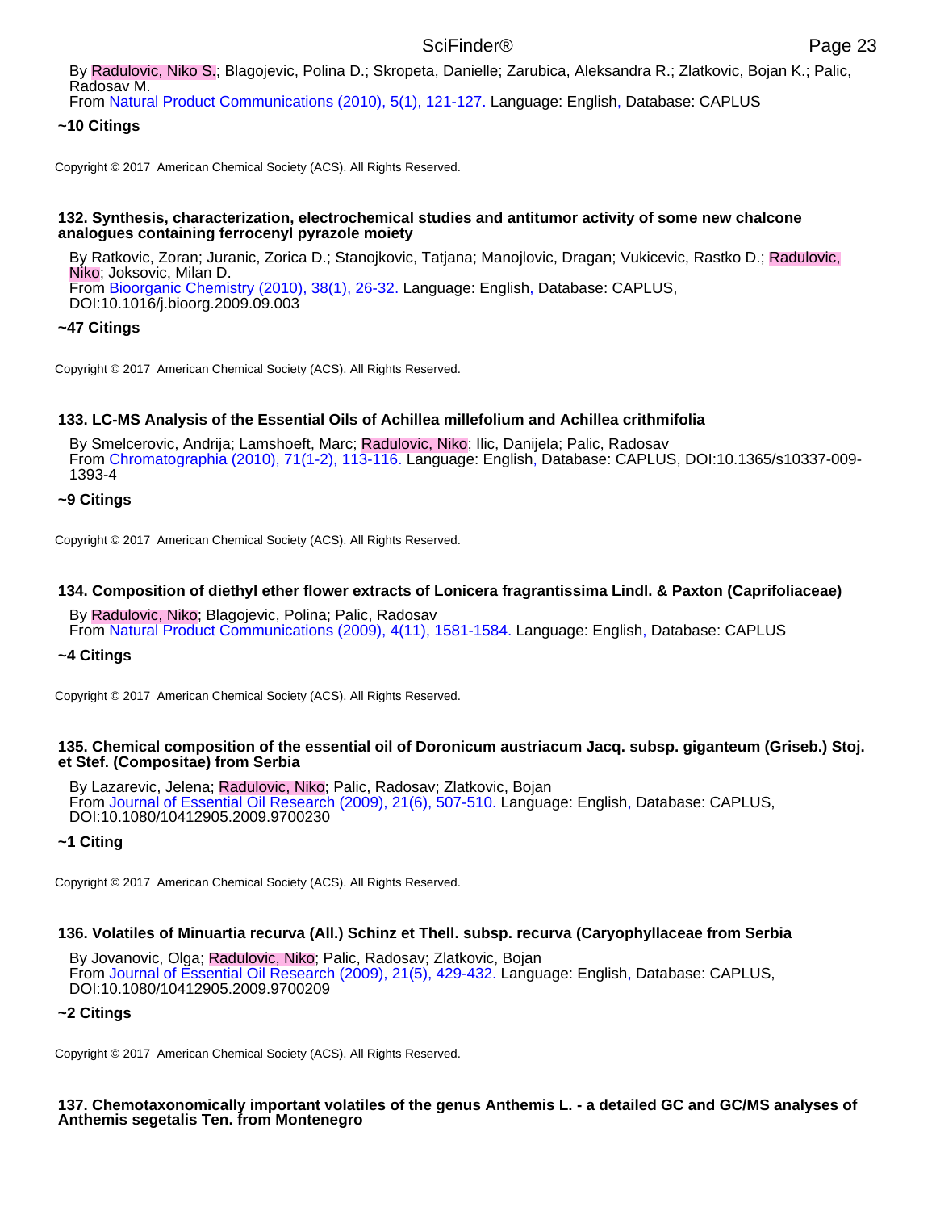By Radulovic, Niko S.; Blagojevic, Polina D.; Skropeta, Danielle; Zarubica, Aleksandra R.; Zlatkovic, Bojan K.; Palic, Radosav M.
From Natural Product Communications (2010), 5(1), 121-127. Language: English, Database: CAPLUS

**~10 Citings**

Copyright © 2017 American Chemical Society (ACS). All Rights Reserved.

**132. Synthesis, characterization, electrochemical studies and antitumor activity of some new chalcone analogues containing ferrocenyl pyrazole moiety**

By Ratkovic, Zoran; Juranic, Zorica D.; Stanojkovic, Tatjana; Manojlovic, Dragan; Vukicevic, Rastko D.; Radulovic, Niko; Joksovic, Milan D.
From Bioorganic Chemistry (2010), 38(1), 26-32. Language: English, Database: CAPLUS, DOI:10.1016/j.bioorg.2009.09.003

**~47 Citings**

Copyright © 2017 American Chemical Society (ACS). All Rights Reserved.

**133. LC-MS Analysis of the Essential Oils of Achillea millefolium and Achillea crithmifolia**

By Smelcerovic, Andrija; Lamshoeft, Marc; Radulovic, Niko; Ilic, Danijela; Palic, Radosav
From Chromatographia (2010), 71(1-2), 113-116. Language: English, Database: CAPLUS, DOI:10.1365/s10337-009-1393-4

**~9 Citings**

Copyright © 2017 American Chemical Society (ACS). All Rights Reserved.

**134. Composition of diethyl ether flower extracts of Lonicera fragrantissima Lindl. & Paxton (Caprifoliaceae)**

By Radulovic, Niko; Blagojevic, Polina; Palic, Radosav
From Natural Product Communications (2009), 4(11), 1581-1584. Language: English, Database: CAPLUS

**~4 Citings**

Copyright © 2017 American Chemical Society (ACS). All Rights Reserved.

**135. Chemical composition of the essential oil of Doronicum austriacum Jacq. subsp. giganteum (Griseb.) Stoj. et Stef. (Compositae) from Serbia**

By Lazarevic, Jelena; Radulovic, Niko; Palic, Radosav; Zlatkovic, Bojan
From Journal of Essential Oil Research (2009), 21(6), 507-510. Language: English, Database: CAPLUS, DOI:10.1080/10412905.2009.9700230

**~1 Citing**

Copyright © 2017 American Chemical Society (ACS). All Rights Reserved.

**136. Volatiles of Minuartia recurva (All.) Schinz et Thell. subsp. recurva (Caryophyllaceae from Serbia**

By Jovanovic, Olga; Radulovic, Niko; Palic, Radosav; Zlatkovic, Bojan
From Journal of Essential Oil Research (2009), 21(5), 429-432. Language: English, Database: CAPLUS, DOI:10.1080/10412905.2009.9700209

**~2 Citings**

Copyright © 2017 American Chemical Society (ACS). All Rights Reserved.

**137. Chemotaxonomically important volatiles of the genus Anthemis L. - a detailed GC and GC/MS analyses of Anthemis segetalis Ten. from Montenegro**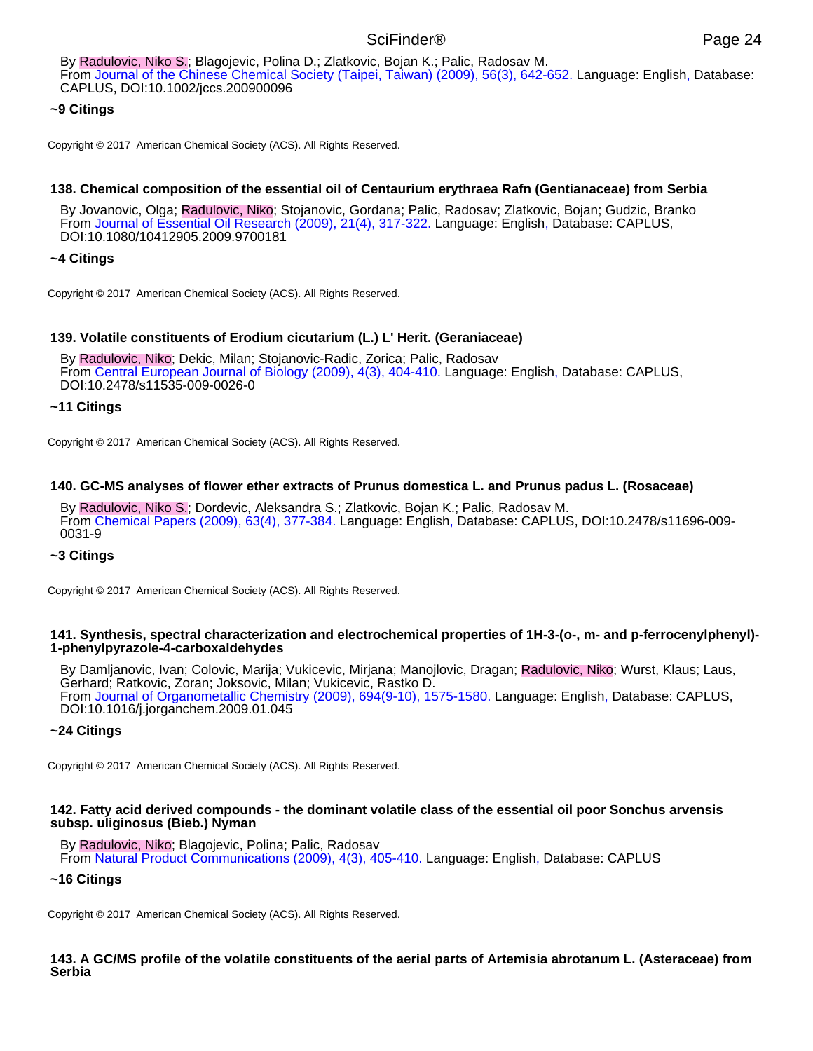By Radulovic, Niko S.; Blagojevic, Polina D.; Zlatkovic, Bojan K.; Palic, Radosav M.
From Journal of the Chinese Chemical Society (Taipei, Taiwan) (2009), 56(3), 642-652. Language: English, Database: CAPLUS, DOI:10.1002/jccs.200900096

**~9 Citings**

Copyright © 2017 American Chemical Society (ACS). All Rights Reserved.

**138. Chemical composition of the essential oil of Centaurium erythraea Rafn (Gentianaceae) from Serbia**

By Jovanovic, Olga; Radulovic, Niko; Stojanovic, Gordana; Palic, Radosav; Zlatkovic, Bojan; Gudzic, Branko
From Journal of Essential Oil Research (2009), 21(4), 317-322. Language: English, Database: CAPLUS, DOI:10.1080/10412905.2009.9700181

**~4 Citings**

Copyright © 2017 American Chemical Society (ACS). All Rights Reserved.

**139. Volatile constituents of Erodium cicutarium (L.) L' Herit. (Geraniaceae)**

By Radulovic, Niko; Dekic, Milan; Stojanovic-Radic, Zorica; Palic, Radosav
From Central European Journal of Biology (2009), 4(3), 404-410. Language: English, Database: CAPLUS, DOI:10.2478/s11535-009-0026-0

**~11 Citings**

Copyright © 2017 American Chemical Society (ACS). All Rights Reserved.

**140. GC-MS analyses of flower ether extracts of Prunus domestica L. and Prunus padus L. (Rosaceae)**

By Radulovic, Niko S.; Dordevic, Aleksandra S.; Zlatkovic, Bojan K.; Palic, Radosav M.
From Chemical Papers (2009), 63(4), 377-384. Language: English, Database: CAPLUS, DOI:10.2478/s11696-009-0031-9

**~3 Citings**

Copyright © 2017 American Chemical Society (ACS). All Rights Reserved.

**141. Synthesis, spectral characterization and electrochemical properties of 1H-3-(o-, m- and p-ferrocenylphenyl)-1-phenylpyrazole-4-carboxaldehydes**

By Damljanovic, Ivan; Colovic, Marija; Vukicevic, Mirjana; Manojlovic, Dragan; Radulovic, Niko; Wurst, Klaus; Laus, Gerhard; Ratkovic, Zoran; Joksovic, Milan; Vukicevic, Rastko D.
From Journal of Organometallic Chemistry (2009), 694(9-10), 1575-1580. Language: English, Database: CAPLUS, DOI:10.1016/j.jorganchem.2009.01.045

**~24 Citings**

Copyright © 2017 American Chemical Society (ACS). All Rights Reserved.

**142. Fatty acid derived compounds - the dominant volatile class of the essential oil poor Sonchus arvensis subsp. uliginosus (Bieb.) Nyman**

By Radulovic, Niko; Blagojevic, Polina; Palic, Radosav
From Natural Product Communications (2009), 4(3), 405-410. Language: English, Database: CAPLUS

**~16 Citings**

Copyright © 2017 American Chemical Society (ACS). All Rights Reserved.

**143. A GC/MS profile of the volatile constituents of the aerial parts of Artemisia abrotanum L. (Asteraceae) from Serbia**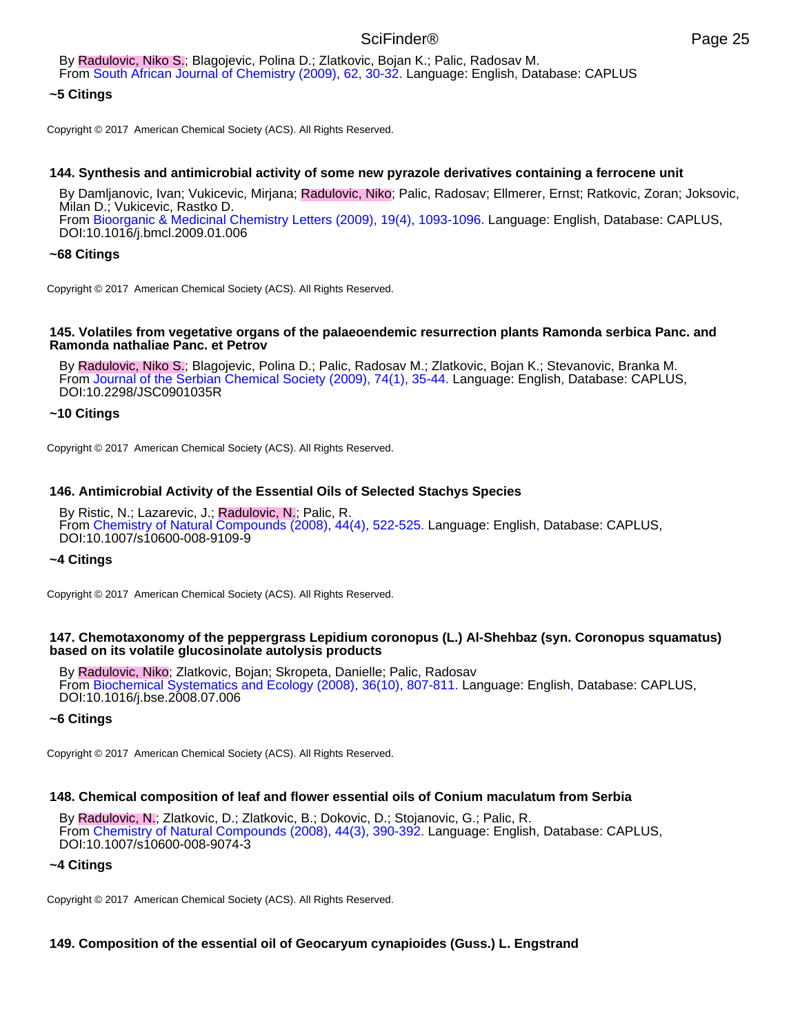By Radulovic, Niko S.; Blagojevic, Polina D.; Zlatkovic, Bojan K.; Palic, Radosav M.
From South African Journal of Chemistry (2009), 62, 30-32. Language: English, Database: CAPLUS

**~5 Citings**

Copyright © 2017 American Chemical Society (ACS). All Rights Reserved.

**144. Synthesis and antimicrobial activity of some new pyrazole derivatives containing a ferrocene unit**

By Damljanovic, Ivan; Vukicevic, Mirjana; Radulovic, Niko; Palic, Radosav; Ellmerer, Ernst; Ratkovic, Zoran; Joksovic, Milan D.; Vukicevic, Rastko D.
From Bioorganic & Medicinal Chemistry Letters (2009), 19(4), 1093-1096. Language: English, Database: CAPLUS, DOI:10.1016/j.bmcl.2009.01.006

**~68 Citings**

Copyright © 2017 American Chemical Society (ACS). All Rights Reserved.

**145. Volatiles from vegetative organs of the palaeoendemic resurrection plants Ramonda serbica Panc. and Ramonda nathaliae Panc. et Petrov**

By Radulovic, Niko S.; Blagojevic, Polina D.; Palic, Radosav M.; Zlatkovic, Bojan K.; Stevanovic, Branka M.
From Journal of the Serbian Chemical Society (2009), 74(1), 35-44. Language: English, Database: CAPLUS, DOI:10.2298/JSC0901035R

**~10 Citings**

Copyright © 2017 American Chemical Society (ACS). All Rights Reserved.

**146. Antimicrobial Activity of the Essential Oils of Selected Stachys Species**

By Ristic, N.; Lazarevic, J.; Radulovic, N.; Palic, R.
From Chemistry of Natural Compounds (2008), 44(4), 522-525. Language: English, Database: CAPLUS, DOI:10.1007/s10600-008-9109-9

**~4 Citings**

Copyright © 2017 American Chemical Society (ACS). All Rights Reserved.

**147. Chemotaxonomy of the peppergrass Lepidium coronopus (L.) Al-Shehbaz (syn. Coronopus squamatus) based on its volatile glucosinolate autolysis products**

By Radulovic, Niko; Zlatkovic, Bojan; Skropeta, Danielle; Palic, Radosav
From Biochemical Systematics and Ecology (2008), 36(10), 807-811. Language: English, Database: CAPLUS, DOI:10.1016/j.bse.2008.07.006

**~6 Citings**

Copyright © 2017 American Chemical Society (ACS). All Rights Reserved.

**148. Chemical composition of leaf and flower essential oils of Conium maculatum from Serbia**

By Radulovic, N.; Zlatkovic, D.; Zlatkovic, B.; Dokovic, D.; Stojanovic, G.; Palic, R.
From Chemistry of Natural Compounds (2008), 44(3), 390-392. Language: English, Database: CAPLUS, DOI:10.1007/s10600-008-9074-3

**~4 Citings**

Copyright © 2017 American Chemical Society (ACS). All Rights Reserved.

**149. Composition of the essential oil of Geocaryum cynapioides (Guss.) L. Engstrand**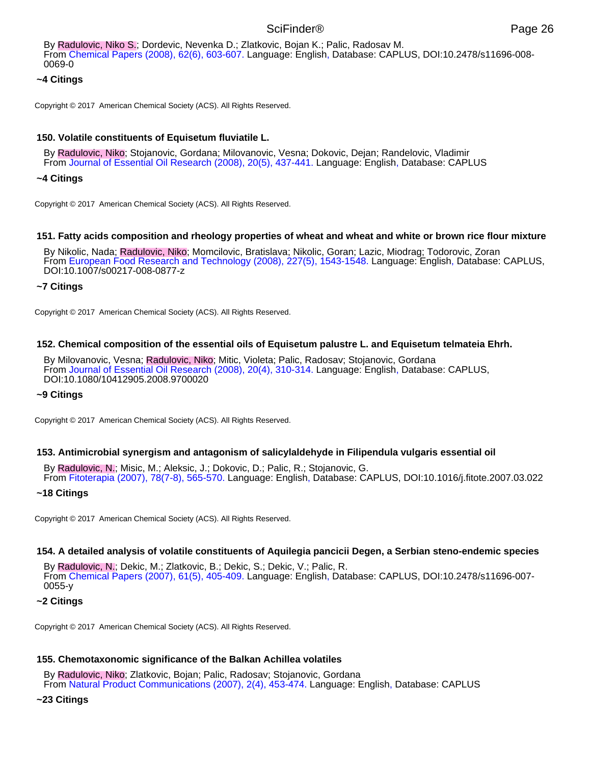By Radulovic, Niko S.; Dordevic, Nevenka D.; Zlatkovic, Bojan K.; Palic, Radosav M.
From Chemical Papers (2008), 62(6), 603-607. Language: English, Database: CAPLUS, DOI:10.2478/s11696-008-0069-0

**~4 Citings**

Copyright © 2017 American Chemical Society (ACS). All Rights Reserved.

### 150. Volatile constituents of Equisetum fluviatile L.

By Radulovic, Niko; Stojanovic, Gordana; Milovanovic, Vesna; Dokovic, Dejan; Randelovic, Vladimir
From Journal of Essential Oil Research (2008), 20(5), 437-441. Language: English, Database: CAPLUS

**~4 Citings**

Copyright © 2017 American Chemical Society (ACS). All Rights Reserved.

### 151. Fatty acids composition and rheology properties of wheat and wheat and white or brown rice flour mixture

By Nikolic, Nada; Radulovic, Niko; Momcilovic, Bratislava; Nikolic, Goran; Lazic, Miodrag; Todorovic, Zoran
From European Food Research and Technology (2008), 227(5), 1543-1548. Language: English, Database: CAPLUS, DOI:10.1007/s00217-008-0877-z

**~7 Citings**

Copyright © 2017 American Chemical Society (ACS). All Rights Reserved.

### 152. Chemical composition of the essential oils of Equisetum palustre L. and Equisetum telmateia Ehrh.

By Milovanovic, Vesna; Radulovic, Niko; Mitic, Violeta; Palic, Radosav; Stojanovic, Gordana
From Journal of Essential Oil Research (2008), 20(4), 310-314. Language: English, Database: CAPLUS, DOI:10.1080/10412905.2008.9700020

**~9 Citings**

Copyright © 2017 American Chemical Society (ACS). All Rights Reserved.

### 153. Antimicrobial synergism and antagonism of salicylaldehyde in Filipendula vulgaris essential oil

By Radulovic, N.; Misic, M.; Aleksic, J.; Dokovic, D.; Palic, R.; Stojanovic, G.
From Fitoterapia (2007), 78(7-8), 565-570. Language: English, Database: CAPLUS, DOI:10.1016/j.fitote.2007.03.022

**~18 Citings**

Copyright © 2017 American Chemical Society (ACS). All Rights Reserved.

### 154. A detailed analysis of volatile constituents of Aquilegia pancicii Degen, a Serbian steno-endemic species

By Radulovic, N.; Dekic, M.; Zlatkovic, B.; Dekic, S.; Dekic, V.; Palic, R.
From Chemical Papers (2007), 61(5), 405-409. Language: English, Database: CAPLUS, DOI:10.2478/s11696-007-0055-y

**~2 Citings**

Copyright © 2017 American Chemical Society (ACS). All Rights Reserved.

### 155. Chemotaxonomic significance of the Balkan Achillea volatiles

By Radulovic, Niko; Zlatkovic, Bojan; Palic, Radosav; Stojanovic, Gordana
From Natural Product Communications (2007), 2(4), 453-474. Language: English, Database: CAPLUS

**~23 Citings**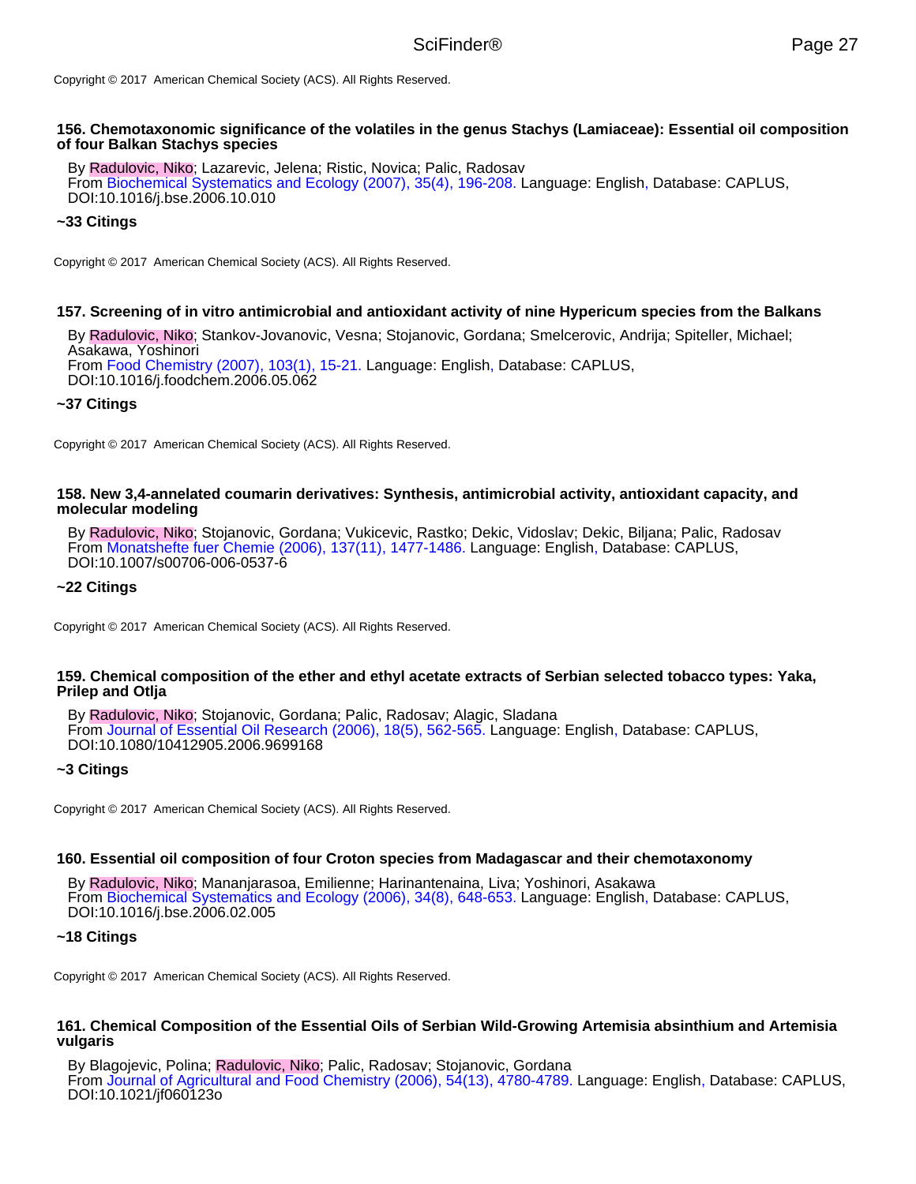Copyright © 2017 American Chemical Society (ACS). All Rights Reserved.

### 156. Chemotaxonomic significance of the volatiles in the genus Stachys (Lamiaceae): Essential oil composition of four Balkan Stachys species

By Radulovic, Niko; Lazarevic, Jelena; Ristic, Novica; Palic, Radosav
From Biochemical Systematics and Ecology (2007), 35(4), 196-208. Language: English, Database: CAPLUS, DOI:10.1016/j.bse.2006.10.010

**~33 Citings**

Copyright © 2017 American Chemical Society (ACS). All Rights Reserved.

### 157. Screening of in vitro antimicrobial and antioxidant activity of nine Hypericum species from the Balkans

By Radulovic, Niko; Stankov-Jovanovic, Vesna; Stojanovic, Gordana; Smelcerovic, Andrija; Spiteller, Michael; Asakawa, Yoshinori
From Food Chemistry (2007), 103(1), 15-21. Language: English, Database: CAPLUS, DOI:10.1016/j.foodchem.2006.05.062

**~37 Citings**

Copyright © 2017 American Chemical Society (ACS). All Rights Reserved.

### 158. New 3,4-annelated coumarin derivatives: Synthesis, antimicrobial activity, antioxidant capacity, and molecular modeling

By Radulovic, Niko; Stojanovic, Gordana; Vukicevic, Rastko; Dekic, Vidoslav; Dekic, Biljana; Palic, Radosav
From Monatshefte fuer Chemie (2006), 137(11), 1477-1486. Language: English, Database: CAPLUS, DOI:10.1007/s00706-006-0537-6

**~22 Citings**

Copyright © 2017 American Chemical Society (ACS). All Rights Reserved.

### 159. Chemical composition of the ether and ethyl acetate extracts of Serbian selected tobacco types: Yaka, Prilep and Otlja

By Radulovic, Niko; Stojanovic, Gordana; Palic, Radosav; Alagic, Sladana
From Journal of Essential Oil Research (2006), 18(5), 562-565. Language: English, Database: CAPLUS, DOI:10.1080/10412905.2006.9699168

**~3 Citings**

Copyright © 2017 American Chemical Society (ACS). All Rights Reserved.

### 160. Essential oil composition of four Croton species from Madagascar and their chemotaxonomy

By Radulovic, Niko; Mananjarasoa, Emilienne; Harinantenaina, Liva; Yoshinori, Asakawa
From Biochemical Systematics and Ecology (2006), 34(8), 648-653. Language: English, Database: CAPLUS, DOI:10.1016/j.bse.2006.02.005

**~18 Citings**

Copyright © 2017 American Chemical Society (ACS). All Rights Reserved.

### 161. Chemical Composition of the Essential Oils of Serbian Wild-Growing Artemisia absinthium and Artemisia vulgaris

By Blagojevic, Polina; Radulovic, Niko; Palic, Radosav; Stojanovic, Gordana
From Journal of Agricultural and Food Chemistry (2006), 54(13), 4780-4789. Language: English, Database: CAPLUS, DOI:10.1021/jf060123o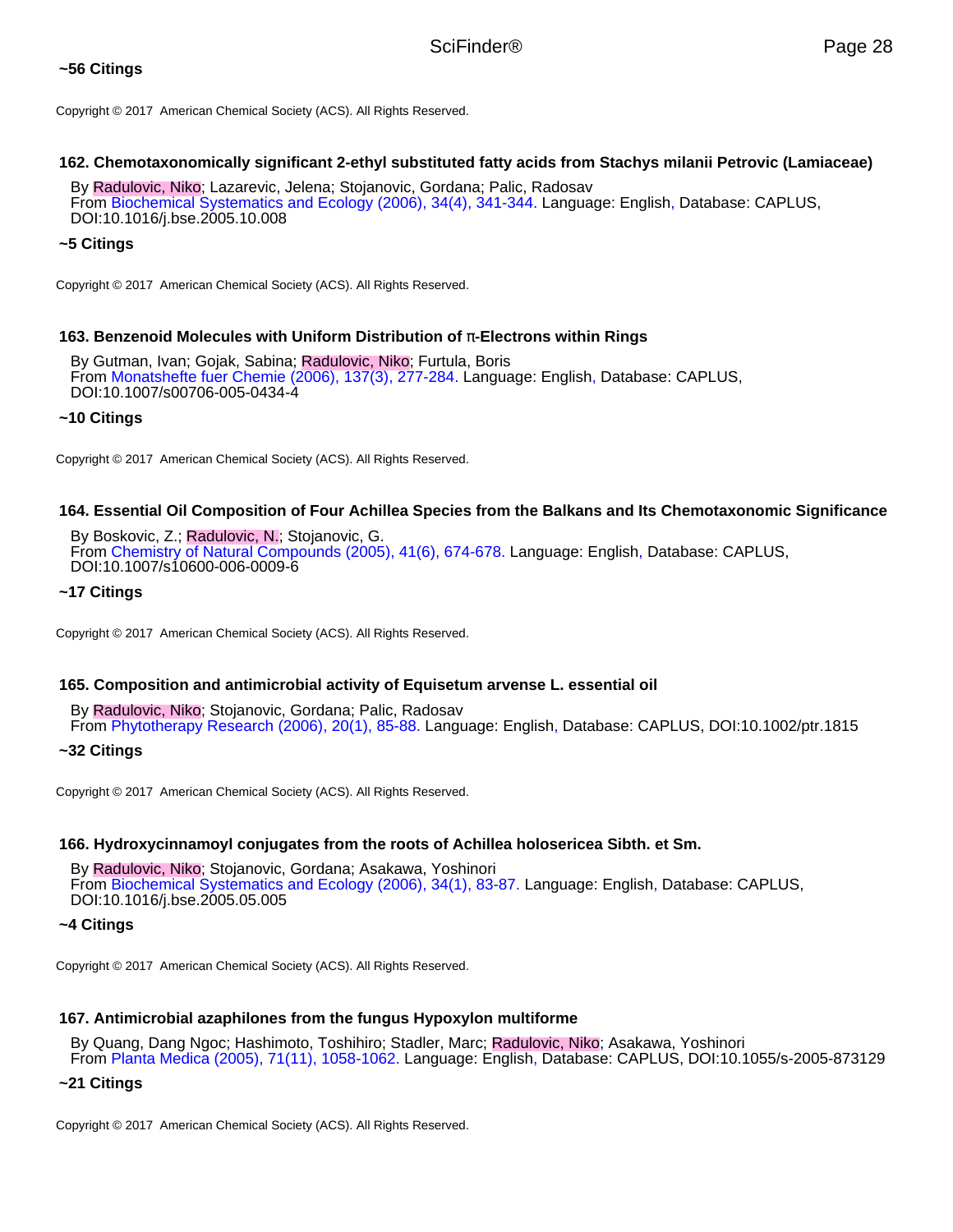**~56 Citings**

Copyright © 2017 American Chemical Society (ACS). All Rights Reserved.

**162. Chemotaxonomically significant 2-ethyl substituted fatty acids from Stachys milanii Petrovic (Lamiaceae)**

By Radulovic, Niko; Lazarevic, Jelena; Stojanovic, Gordana; Palic, Radosav
From Biochemical Systematics and Ecology (2006), 34(4), 341-344. Language: English, Database: CAPLUS, DOI:10.1016/j.bse.2005.10.008

**~5 Citings**

Copyright © 2017 American Chemical Society (ACS). All Rights Reserved.

**163. Benzenoid Molecules with Uniform Distribution of π-Electrons within Rings**

By Gutman, Ivan; Gojak, Sabina; Radulovic, Niko; Furtula, Boris
From Monatshefte fuer Chemie (2006), 137(3), 277-284. Language: English, Database: CAPLUS, DOI:10.1007/s00706-005-0434-4

**~10 Citings**

Copyright © 2017 American Chemical Society (ACS). All Rights Reserved.

**164. Essential Oil Composition of Four Achillea Species from the Balkans and Its Chemotaxonomic Significance**

By Boskovic, Z.; Radulovic, N.; Stojanovic, G.
From Chemistry of Natural Compounds (2005), 41(6), 674-678. Language: English, Database: CAPLUS, DOI:10.1007/s10600-006-0009-6

**~17 Citings**

Copyright © 2017 American Chemical Society (ACS). All Rights Reserved.

**165. Composition and antimicrobial activity of Equisetum arvense L. essential oil**

By Radulovic, Niko; Stojanovic, Gordana; Palic, Radosav
From Phytotherapy Research (2006), 20(1), 85-88. Language: English, Database: CAPLUS, DOI:10.1002/ptr.1815

**~32 Citings**

Copyright © 2017 American Chemical Society (ACS). All Rights Reserved.

**166. Hydroxycinnamoyl conjugates from the roots of Achillea holosericea Sibth. et Sm.**

By Radulovic, Niko; Stojanovic, Gordana; Asakawa, Yoshinori
From Biochemical Systematics and Ecology (2006), 34(1), 83-87. Language: English, Database: CAPLUS, DOI:10.1016/j.bse.2005.05.005

**~4 Citings**

Copyright © 2017 American Chemical Society (ACS). All Rights Reserved.

**167. Antimicrobial azaphilones from the fungus Hypoxylon multiforme**

By Quang, Dang Ngoc; Hashimoto, Toshihiro; Stadler, Marc; Radulovic, Niko; Asakawa, Yoshinori
From Planta Medica (2005), 71(11), 1058-1062. Language: English, Database: CAPLUS, DOI:10.1055/s-2005-873129

**~21 Citings**

Copyright © 2017 American Chemical Society (ACS). All Rights Reserved.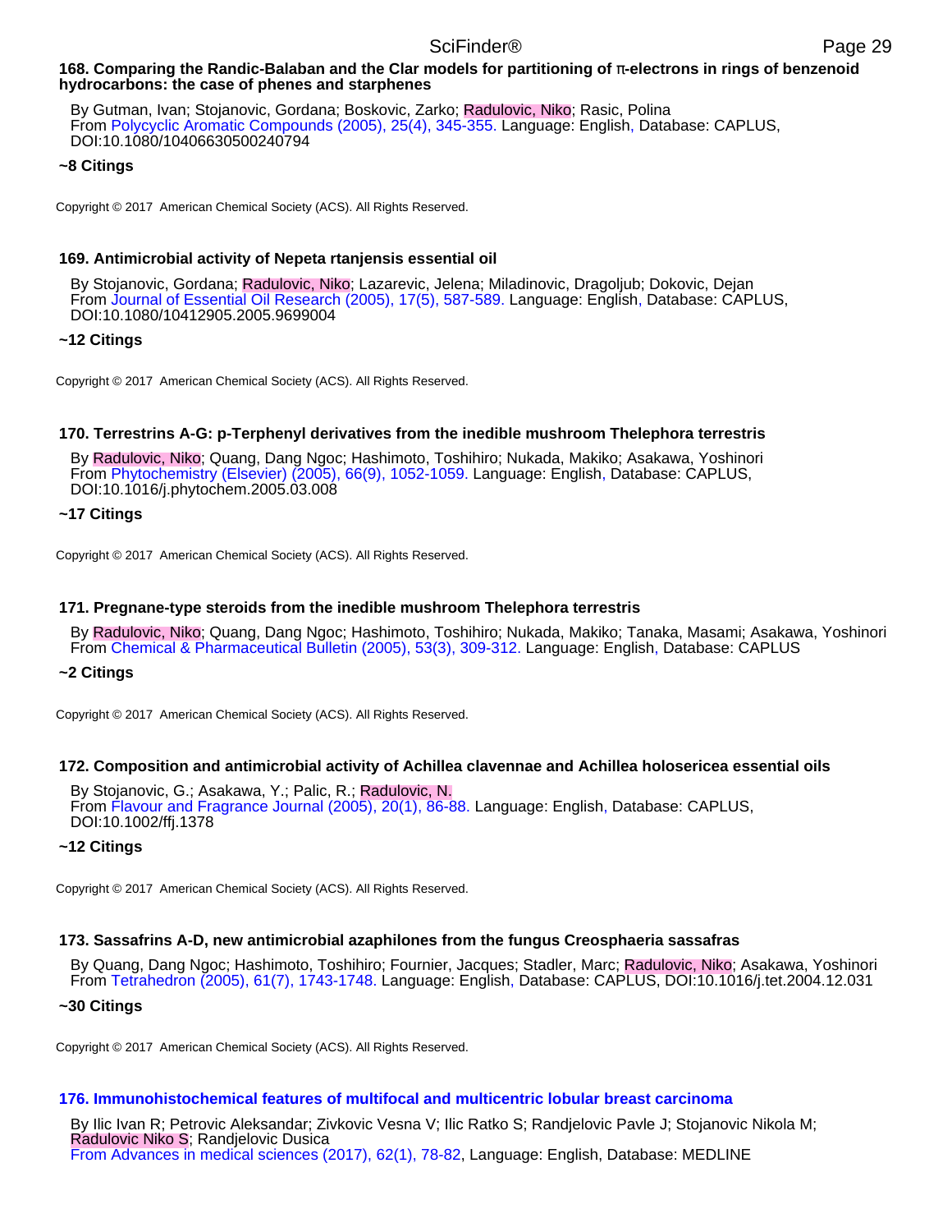**168. Comparing the Randic-Balaban and the Clar models for partitioning of π-electrons in rings of benzenoid hydrocarbons: the case of phenes and starphenes**

By Gutman, Ivan; Stojanovic, Gordana; Boskovic, Zarko; Radulovic, Niko; Rasic, Polina
From Polycyclic Aromatic Compounds (2005), 25(4), 345-355. Language: English, Database: CAPLUS, DOI:10.1080/10406630500240794

**~8 Citings**

Copyright © 2017 American Chemical Society (ACS). All Rights Reserved.

**169. Antimicrobial activity of Nepeta rtanjensis essential oil**

By Stojanovic, Gordana; Radulovic, Niko; Lazarevic, Jelena; Miladinovic, Dragoljub; Dokovic, Dejan
From Journal of Essential Oil Research (2005), 17(5), 587-589. Language: English, Database: CAPLUS, DOI:10.1080/10412905.2005.9699004

**~12 Citings**

Copyright © 2017 American Chemical Society (ACS). All Rights Reserved.

**170. Terrestrins A-G: p-Terphenyl derivatives from the inedible mushroom Thelephora terrestris**

By Radulovic, Niko; Quang, Dang Ngoc; Hashimoto, Toshihiro; Nukada, Makiko; Asakawa, Yoshinori
From Phytochemistry (Elsevier) (2005), 66(9), 1052-1059. Language: English, Database: CAPLUS, DOI:10.1016/j.phytochem.2005.03.008

**~17 Citings**

Copyright © 2017 American Chemical Society (ACS). All Rights Reserved.

**171. Pregnane-type steroids from the inedible mushroom Thelephora terrestris**

By Radulovic, Niko; Quang, Dang Ngoc; Hashimoto, Toshihiro; Nukada, Makiko; Tanaka, Masami; Asakawa, Yoshinori
From Chemical & Pharmaceutical Bulletin (2005), 53(3), 309-312. Language: English, Database: CAPLUS

**~2 Citings**

Copyright © 2017 American Chemical Society (ACS). All Rights Reserved.

**172. Composition and antimicrobial activity of Achillea clavennae and Achillea holosericea essential oils**

By Stojanovic, G.; Asakawa, Y.; Palic, R.; Radulovic, N.
From Flavour and Fragrance Journal (2005), 20(1), 86-88. Language: English, Database: CAPLUS, DOI:10.1002/ffj.1378

**~12 Citings**

Copyright © 2017 American Chemical Society (ACS). All Rights Reserved.

**173. Sassafrins A-D, new antimicrobial azaphilones from the fungus Creosphaeria sassafras**

By Quang, Dang Ngoc; Hashimoto, Toshihiro; Fournier, Jacques; Stadler, Marc; Radulovic, Niko; Asakawa, Yoshinori
From Tetrahedron (2005), 61(7), 1743-1748. Language: English, Database: CAPLUS, DOI:10.1016/j.tet.2004.12.031

**~30 Citings**

Copyright © 2017 American Chemical Society (ACS). All Rights Reserved.

**176. Immunohistochemical features of multifocal and multicentric lobular breast carcinoma**

By Ilic Ivan R; Petrovic Aleksandar; Zivkovic Vesna V; Ilic Ratko S; Randjelovic Pavle J; Stojanovic Nikola M; Radulovic Niko S; Randjelovic Dusica
From Advances in medical sciences (2017), 62(1), 78-82, Language: English, Database: MEDLINE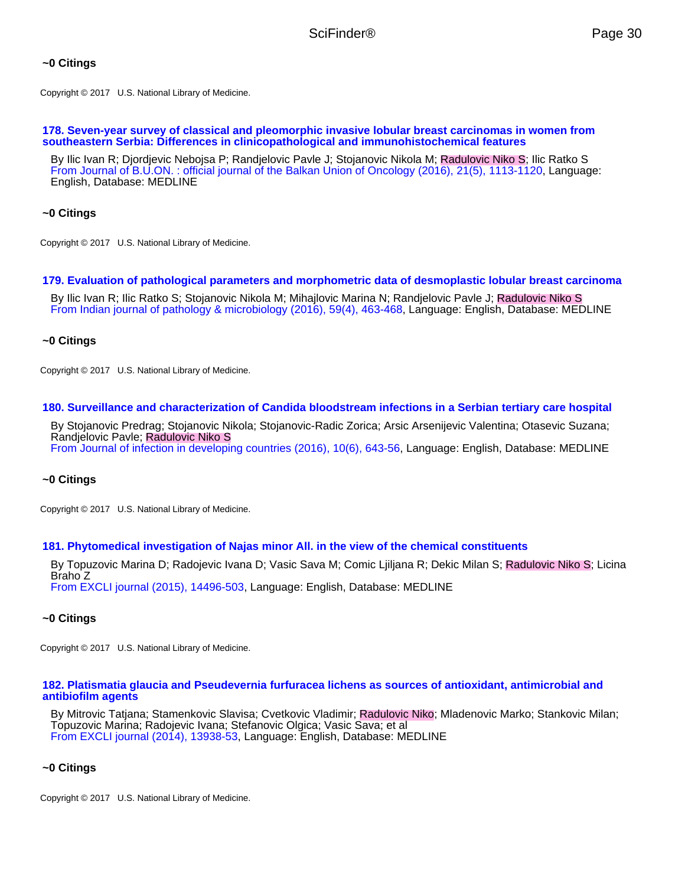**~0 Citings**

Copyright © 2017 U.S. National Library of Medicine.

**178. Seven-year survey of classical and pleomorphic invasive lobular breast carcinomas in women from southeastern Serbia: Differences in clinicopathological and immunohistochemical features**

By Ilic Ivan R; Djordjevic Nebojsa P; Randjelovic Pavle J; Stojanovic Nikola M; Radulovic Niko S; Ilic Ratko S
From Journal of B.U.ON. : official journal of the Balkan Union of Oncology (2016), 21(5), 1113-1120, Language: English, Database: MEDLINE

**~0 Citings**

Copyright © 2017 U.S. National Library of Medicine.

**179. Evaluation of pathological parameters and morphometric data of desmoplastic lobular breast carcinoma**

By Ilic Ivan R; Ilic Ratko S; Stojanovic Nikola M; Mihajlovic Marina N; Randjelovic Pavle J; Radulovic Niko S
From Indian journal of pathology & microbiology (2016), 59(4), 463-468, Language: English, Database: MEDLINE

**~0 Citings**

Copyright © 2017 U.S. National Library of Medicine.

**180. Surveillance and characterization of Candida bloodstream infections in a Serbian tertiary care hospital**

By Stojanovic Predrag; Stojanovic Nikola; Stojanovic-Radic Zorica; Arsic Arsenijevic Valentina; Otasevic Suzana; Randjelovic Pavle; Radulovic Niko S
From Journal of infection in developing countries (2016), 10(6), 643-56, Language: English, Database: MEDLINE

**~0 Citings**

Copyright © 2017 U.S. National Library of Medicine.

**181. Phytomedical investigation of Najas minor All. in the view of the chemical constituents**

By Topuzovic Marina D; Radojevic Ivana D; Vasic Sava M; Comic Ljiljana R; Dekic Milan S; Radulovic Niko S; Licina Braho Z
From EXCLI journal (2015), 14496-503, Language: English, Database: MEDLINE

**~0 Citings**

Copyright © 2017 U.S. National Library of Medicine.

**182. Platismatia glaucia and Pseudevernia furfuracea lichens as sources of antioxidant, antimicrobial and antibiofilm agents**

By Mitrovic Tatjana; Stamenkovic Slavisa; Cvetkovic Vladimir; Radulovic Niko; Mladenovic Marko; Stankovic Milan; Topuzovic Marina; Radojevic Ivana; Stefanovic Olgica; Vasic Sava; et al
From EXCLI journal (2014), 13938-53, Language: English, Database: MEDLINE

**~0 Citings**

Copyright © 2017 U.S. National Library of Medicine.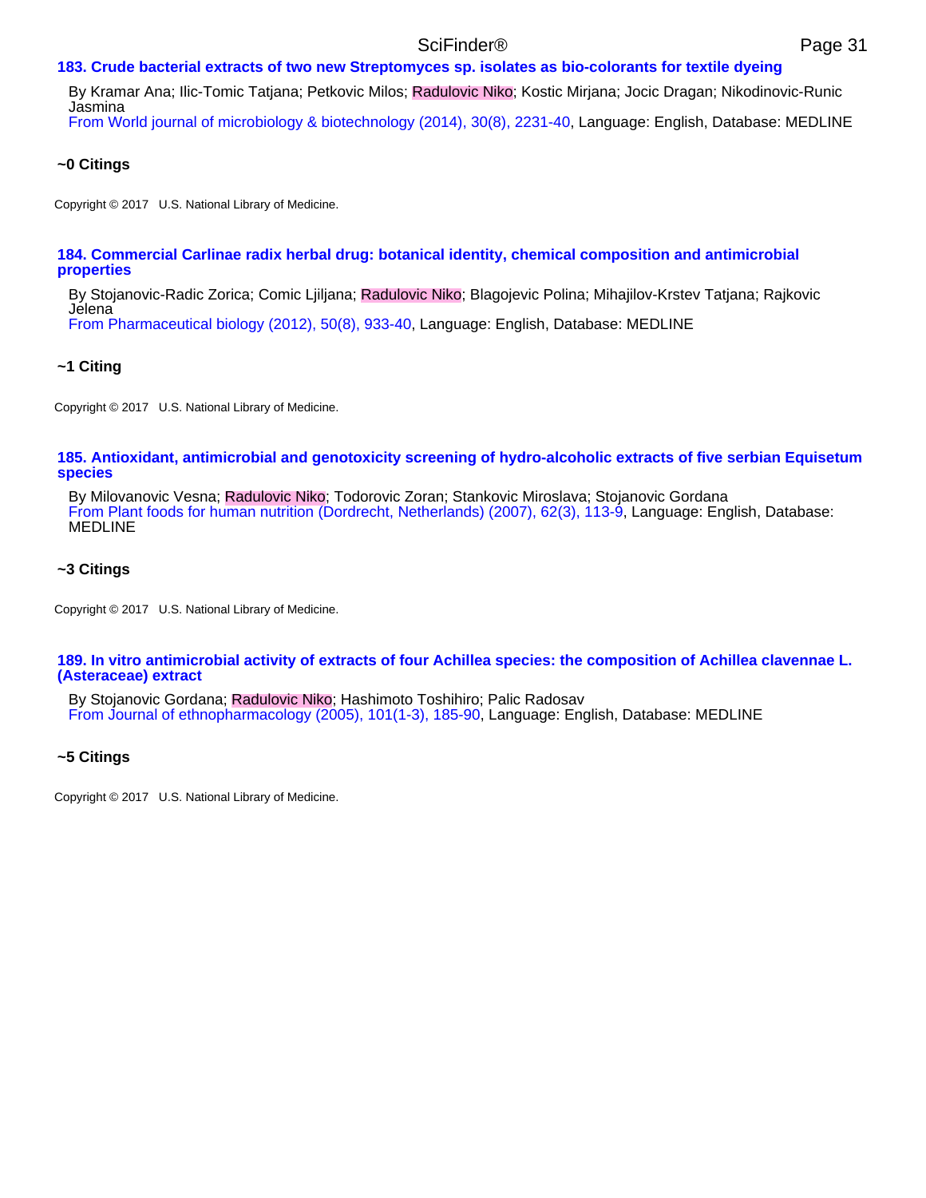### 183. Crude bacterial extracts of two new Streptomyces sp. isolates as bio-colorants for textile dyeing

By Kramar Ana; Ilic-Tomic Tatjana; Petkovic Milos; Radulovic Niko; Kostic Mirjana; Jocic Dragan; Nikodinovic-Runic Jasmina
From World journal of microbiology & biotechnology (2014), 30(8), 2231-40, Language: English, Database: MEDLINE

**~0 Citings**

Copyright © 2017 U.S. National Library of Medicine.

### 184. Commercial Carlinae radix herbal drug: botanical identity, chemical composition and antimicrobial properties

By Stojanovic-Radic Zorica; Comic Ljiljana; Radulovic Niko; Blagojevic Polina; Mihajilov-Krstev Tatjana; Rajkovic Jelena
From Pharmaceutical biology (2012), 50(8), 933-40, Language: English, Database: MEDLINE

**~1 Citing**

Copyright © 2017 U.S. National Library of Medicine.

### 185. Antioxidant, antimicrobial and genotoxicity screening of hydro-alcoholic extracts of five serbian Equisetum species

By Milovanovic Vesna; Radulovic Niko; Todorovic Zoran; Stankovic Miroslava; Stojanovic Gordana
From Plant foods for human nutrition (Dordrecht, Netherlands) (2007), 62(3), 113-9, Language: English, Database: MEDLINE

**~3 Citings**

Copyright © 2017 U.S. National Library of Medicine.

### 189. In vitro antimicrobial activity of extracts of four Achillea species: the composition of Achillea clavennae L. (Asteraceae) extract

By Stojanovic Gordana; Radulovic Niko; Hashimoto Toshihiro; Palic Radosav
From Journal of ethnopharmacology (2005), 101(1-3), 185-90, Language: English, Database: MEDLINE

**~5 Citings**

Copyright © 2017 U.S. National Library of Medicine.